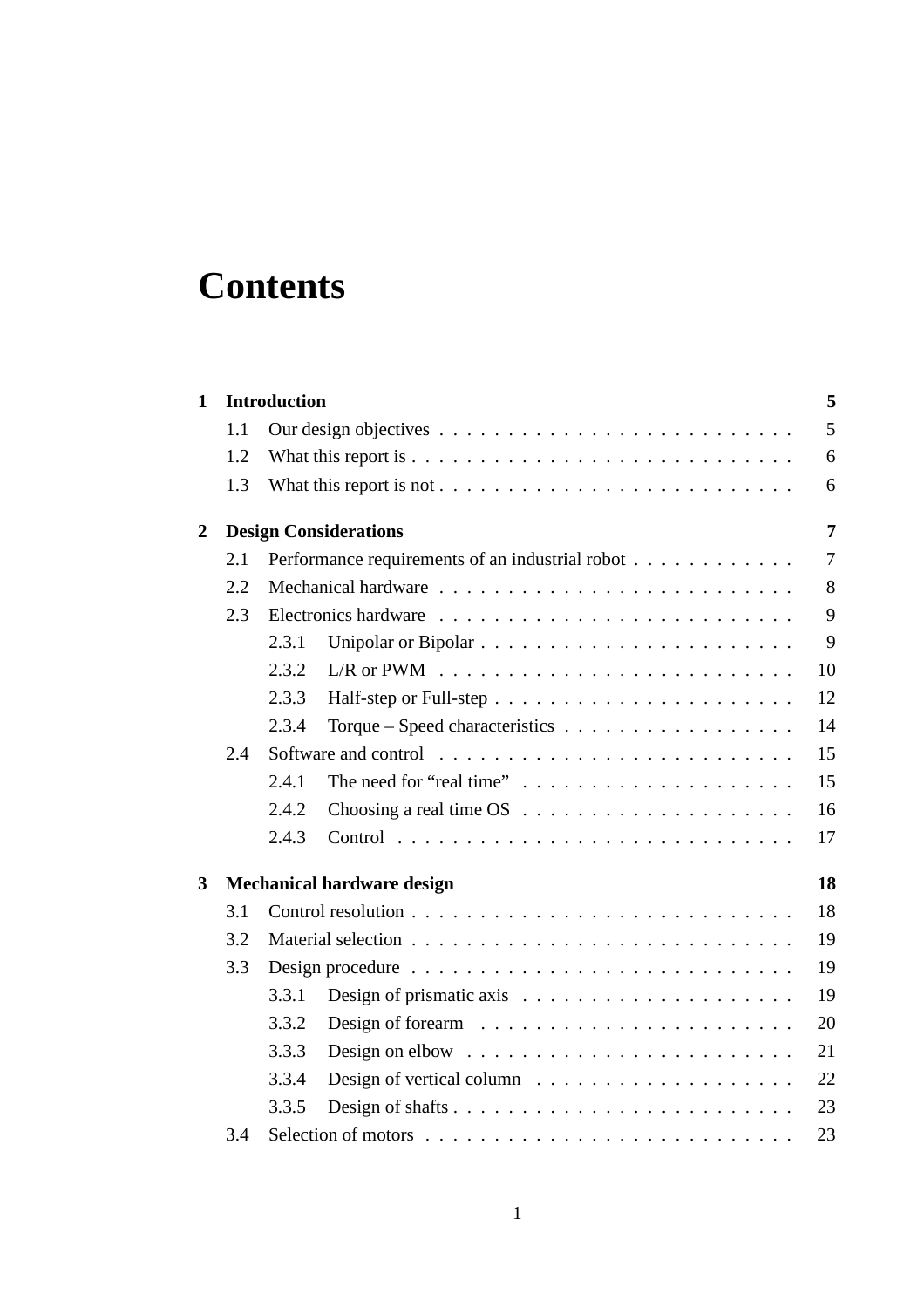# Contents

**1 Introduction** **5**

- 1.1 Our design objectives . . . 5
- 1.2 What this report is . . . 6
- 1.3 What this report is not . . . 6

**2 Design Considerations** **7**

- 2.1 Performance requirements of an industrial robot . . . 7
- 2.2 Mechanical hardware . . . 8
- 2.3 Electronics hardware . . . 9
  - 2.3.1 Unipolar or Bipolar . . . 9
  - 2.3.2 L/R or PWM . . . 10
  - 2.3.3 Half-step or Full-step . . . 12
  - 2.3.4 Torque – Speed characteristics . . . 14
- 2.4 Software and control . . . 15
  - 2.4.1 The need for “real time” . . . 15
  - 2.4.2 Choosing a real time OS . . . 16
  - 2.4.3 Control . . . 17

**3 Mechanical hardware design** **18**

- 3.1 Control resolution . . . 18
- 3.2 Material selection . . . 19
- 3.3 Design procedure . . . 19
  - 3.3.1 Design of prismatic axis . . . 19
  - 3.3.2 Design of forearm . . . 20
  - 3.3.3 Design on elbow . . . 21
  - 3.3.4 Design of vertical column . . . 22
  - 3.3.5 Design of shafts . . . 23
- 3.4 Selection of motors . . . 23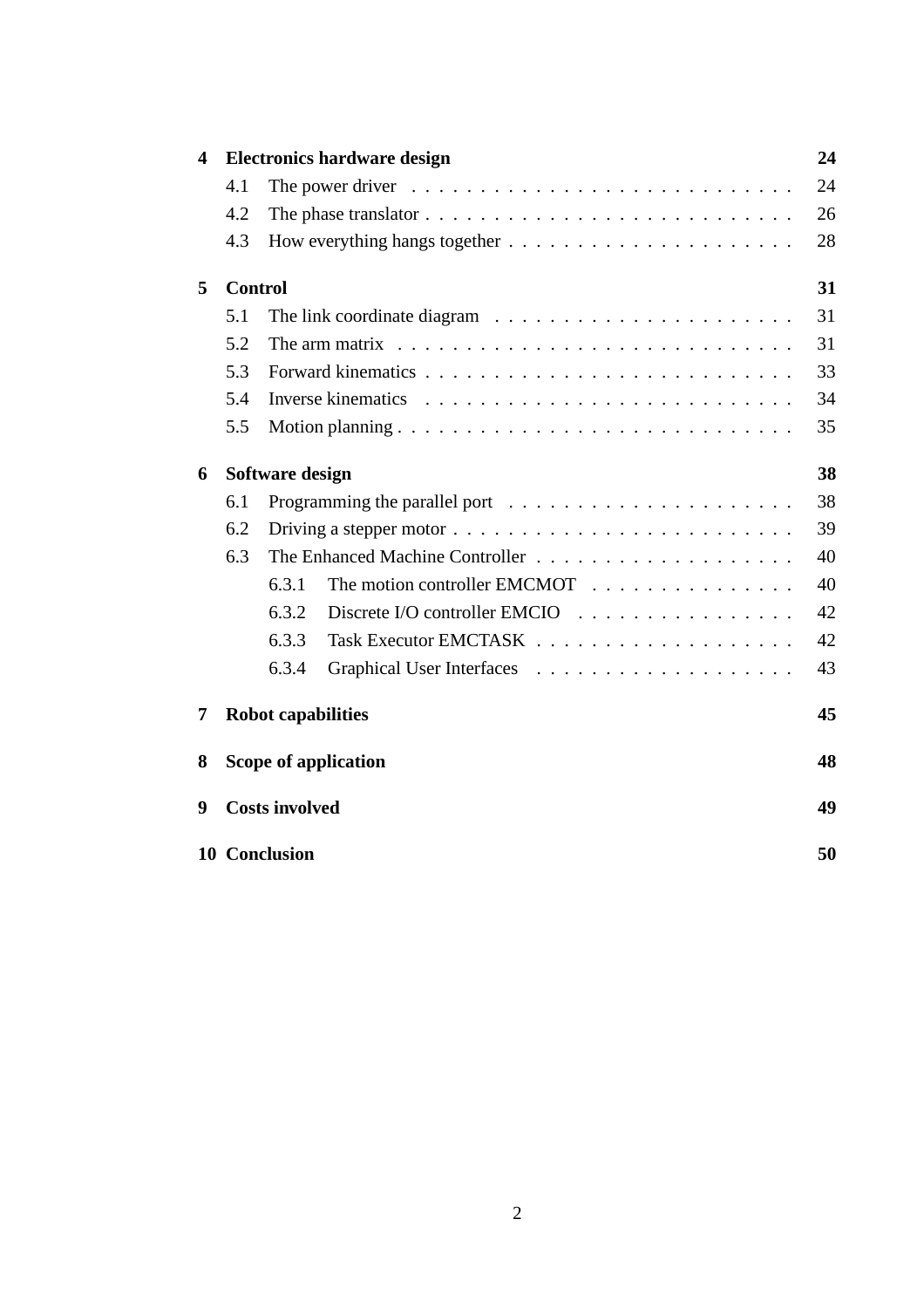| | | |
|---|---|---|
| **4** | **Electronics hardware design** | **24** |
| 4.1 | The power driver | 24 |
| 4.2 | The phase translator | 26 |
| 4.3 | How everything hangs together | 28 |
| **5** | **Control** | **31** |
| 5.1 | The link coordinate diagram | 31 |
| 5.2 | The arm matrix | 31 |
| 5.3 | Forward kinematics | 33 |
| 5.4 | Inverse kinematics | 34 |
| 5.5 | Motion planning | 35 |
| **6** | **Software design** | **38** |
| 6.1 | Programming the parallel port | 38 |
| 6.2 | Driving a stepper motor | 39 |
| 6.3 | The Enhanced Machine Controller | 40 |
| 6.3.1 | The motion controller EMCMOT | 40 |
| 6.3.2 | Discrete I/O controller EMCIO | 42 |
| 6.3.3 | Task Executor EMCTASK | 42 |
| 6.3.4 | Graphical User Interfaces | 43 |
| **7** | **Robot capabilities** | **45** |
| **8** | **Scope of application** | **48** |
| **9** | **Costs involved** | **49** |
| **10** | **Conclusion** | **50** |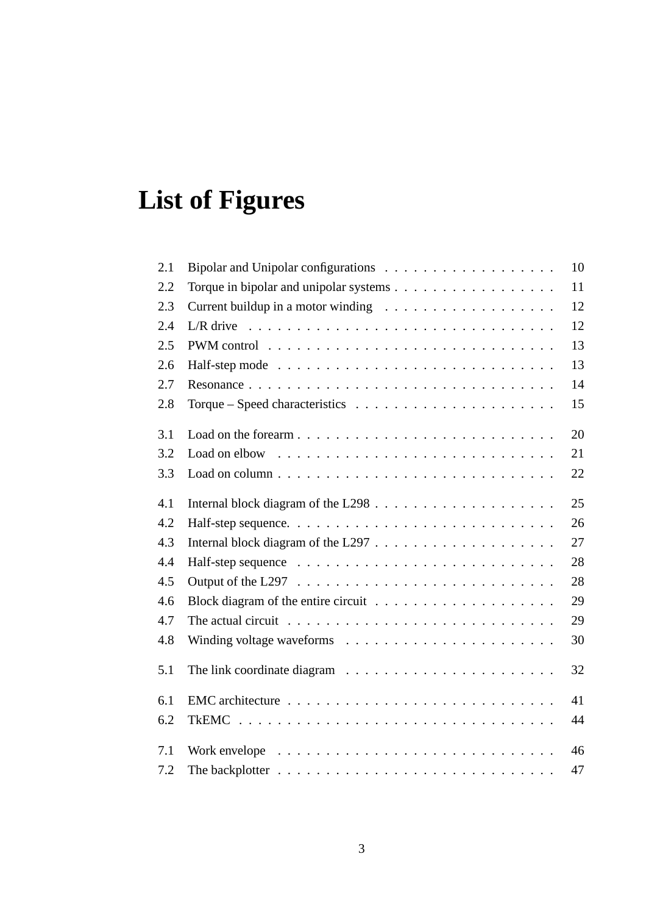# List of Figures

2.1 Bipolar and Unipolar configurations . . . . . . . . . . . . . . . . . . 10
2.2 Torque in bipolar and unipolar systems . . . . . . . . . . . . . . . . . . 11
2.3 Current buildup in a motor winding . . . . . . . . . . . . . . . . . . 12
2.4 L/R drive . . . . . . . . . . . . . . . . . . . . . . . . . . . . . . . . 12
2.5 PWM control . . . . . . . . . . . . . . . . . . . . . . . . . . . . . . 13
2.6 Half-step mode . . . . . . . . . . . . . . . . . . . . . . . . . . . . . 13
2.7 Resonance . . . . . . . . . . . . . . . . . . . . . . . . . . . . . . . . 14
2.8 Torque – Speed characteristics . . . . . . . . . . . . . . . . . . . . . 15

3.1 Load on the forearm . . . . . . . . . . . . . . . . . . . . . . . . . . 20
3.2 Load on elbow . . . . . . . . . . . . . . . . . . . . . . . . . . . . . 21
3.3 Load on column . . . . . . . . . . . . . . . . . . . . . . . . . . . . 22

4.1 Internal block diagram of the L298 . . . . . . . . . . . . . . . . . . 25
4.2 Half-step sequence. . . . . . . . . . . . . . . . . . . . . . . . . . . . 26
4.3 Internal block diagram of the L297 . . . . . . . . . . . . . . . . . . 27
4.4 Half-step sequence . . . . . . . . . . . . . . . . . . . . . . . . . . . 28
4.5 Output of the L297 . . . . . . . . . . . . . . . . . . . . . . . . . . . 28
4.6 Block diagram of the entire circuit . . . . . . . . . . . . . . . . . . . 29
4.7 The actual circuit . . . . . . . . . . . . . . . . . . . . . . . . . . . . 29
4.8 Winding voltage waveforms . . . . . . . . . . . . . . . . . . . . . . 30

5.1 The link coordinate diagram . . . . . . . . . . . . . . . . . . . . . . 32

6.1 EMC architecture . . . . . . . . . . . . . . . . . . . . . . . . . . . . 41
6.2 TkEMC . . . . . . . . . . . . . . . . . . . . . . . . . . . . . . . . . 44

7.1 Work envelope . . . . . . . . . . . . . . . . . . . . . . . . . . . . . 46
7.2 The backplotter . . . . . . . . . . . . . . . . . . . . . . . . . . . . . 47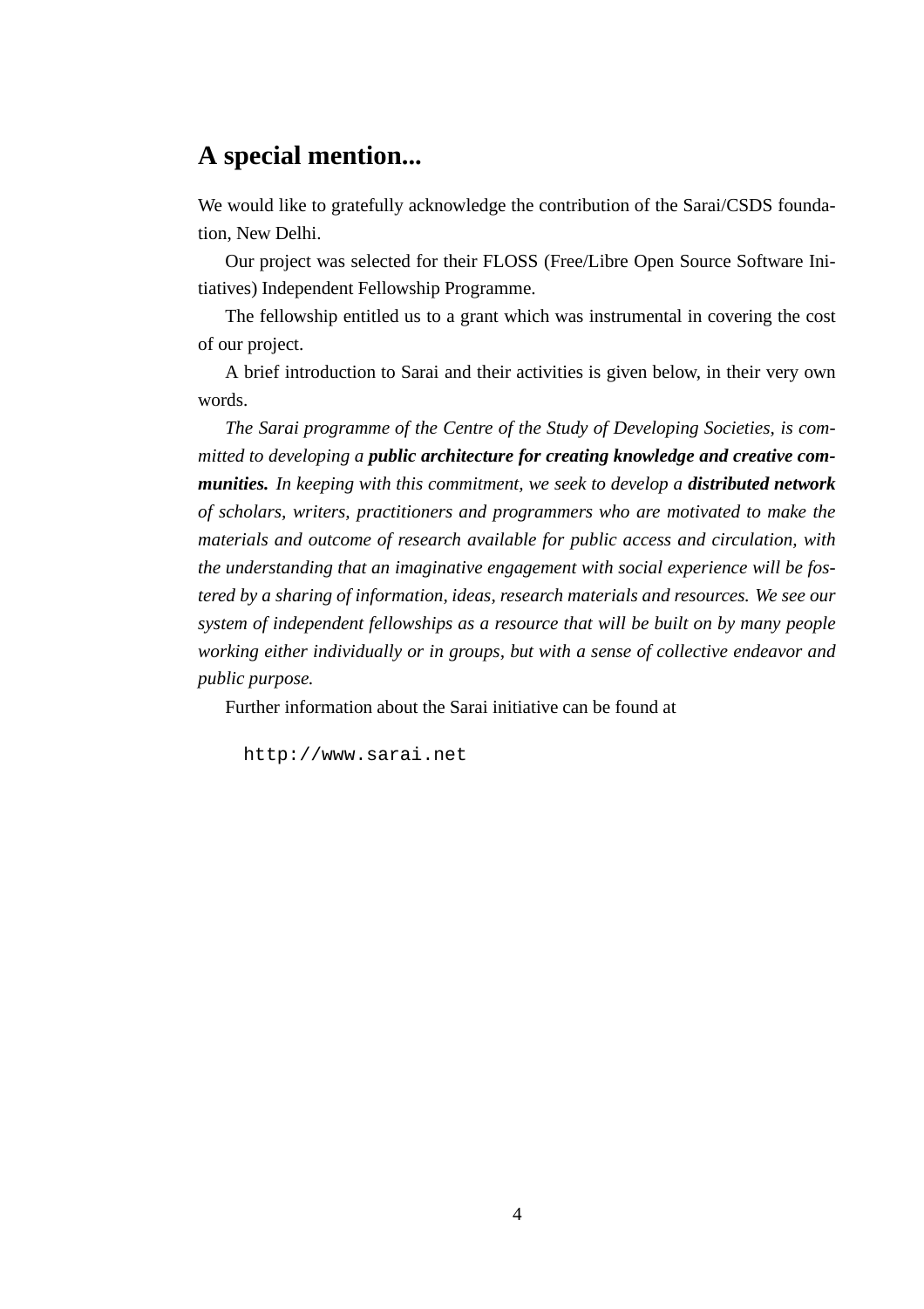## A special mention...

We would like to gratefully acknowledge the contribution of the Sarai/CSDS foundation, New Delhi.

Our project was selected for their FLOSS (Free/Libre Open Source Software Initiatives) Independent Fellowship Programme.

The fellowship entitled us to a grant which was instrumental in covering the cost of our project.

A brief introduction to Sarai and their activities is given below, in their very own words.

*The Sarai programme of the Centre of the Study of Developing Societies, is committed to developing a* ***public architecture for creating knowledge and creative communities.*** *In keeping with this commitment, we seek to develop a* ***distributed network*** *of scholars, writers, practitioners and programmers who are motivated to make the materials and outcome of research available for public access and circulation, with the understanding that an imaginative engagement with social experience will be fostered by a sharing of information, ideas, research materials and resources. We see our system of independent fellowships as a resource that will be built on by many people working either individually or in groups, but with a sense of collective endeavor and public purpose.*

Further information about the Sarai initiative can be found at

```
http://www.sarai.net
```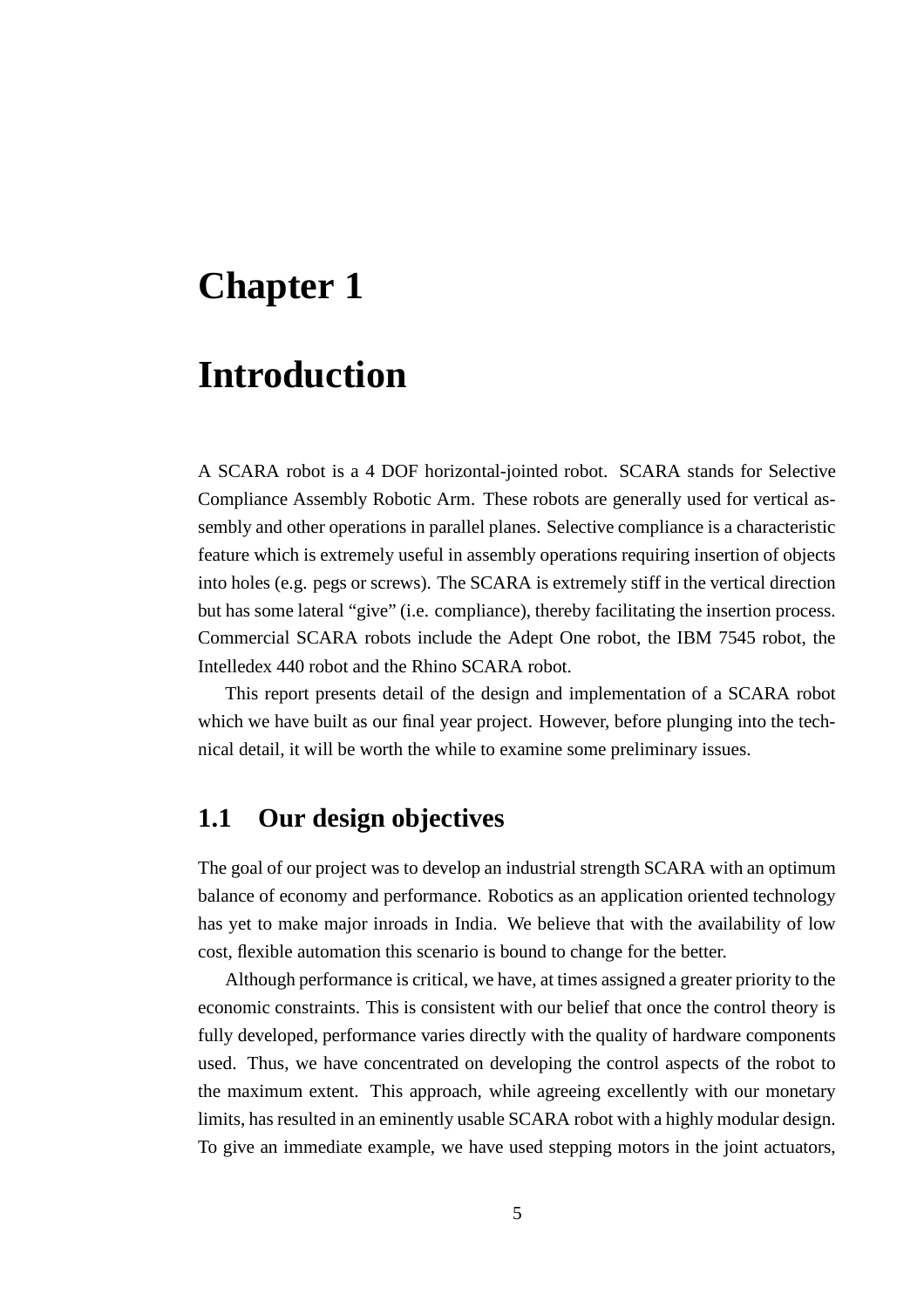# Chapter 1

# Introduction

A SCARA robot is a 4 DOF horizontal-jointed robot. SCARA stands for Selective Compliance Assembly Robotic Arm. These robots are generally used for vertical assembly and other operations in parallel planes. Selective compliance is a characteristic feature which is extremely useful in assembly operations requiring insertion of objects into holes (e.g. pegs or screws). The SCARA is extremely stiff in the vertical direction but has some lateral "give" (i.e. compliance), thereby facilitating the insertion process. Commercial SCARA robots include the Adept One robot, the IBM 7545 robot, the Intelledex 440 robot and the Rhino SCARA robot.

This report presents detail of the design and implementation of a SCARA robot which we have built as our final year project. However, before plunging into the technical detail, it will be worth the while to examine some preliminary issues.

## 1.1 Our design objectives

The goal of our project was to develop an industrial strength SCARA with an optimum balance of economy and performance. Robotics as an application oriented technology has yet to make major inroads in India. We believe that with the availability of low cost, flexible automation this scenario is bound to change for the better.

Although performance is critical, we have, at times assigned a greater priority to the economic constraints. This is consistent with our belief that once the control theory is fully developed, performance varies directly with the quality of hardware components used. Thus, we have concentrated on developing the control aspects of the robot to the maximum extent. This approach, while agreeing excellently with our monetary limits, has resulted in an eminently usable SCARA robot with a highly modular design. To give an immediate example, we have used stepping motors in the joint actuators,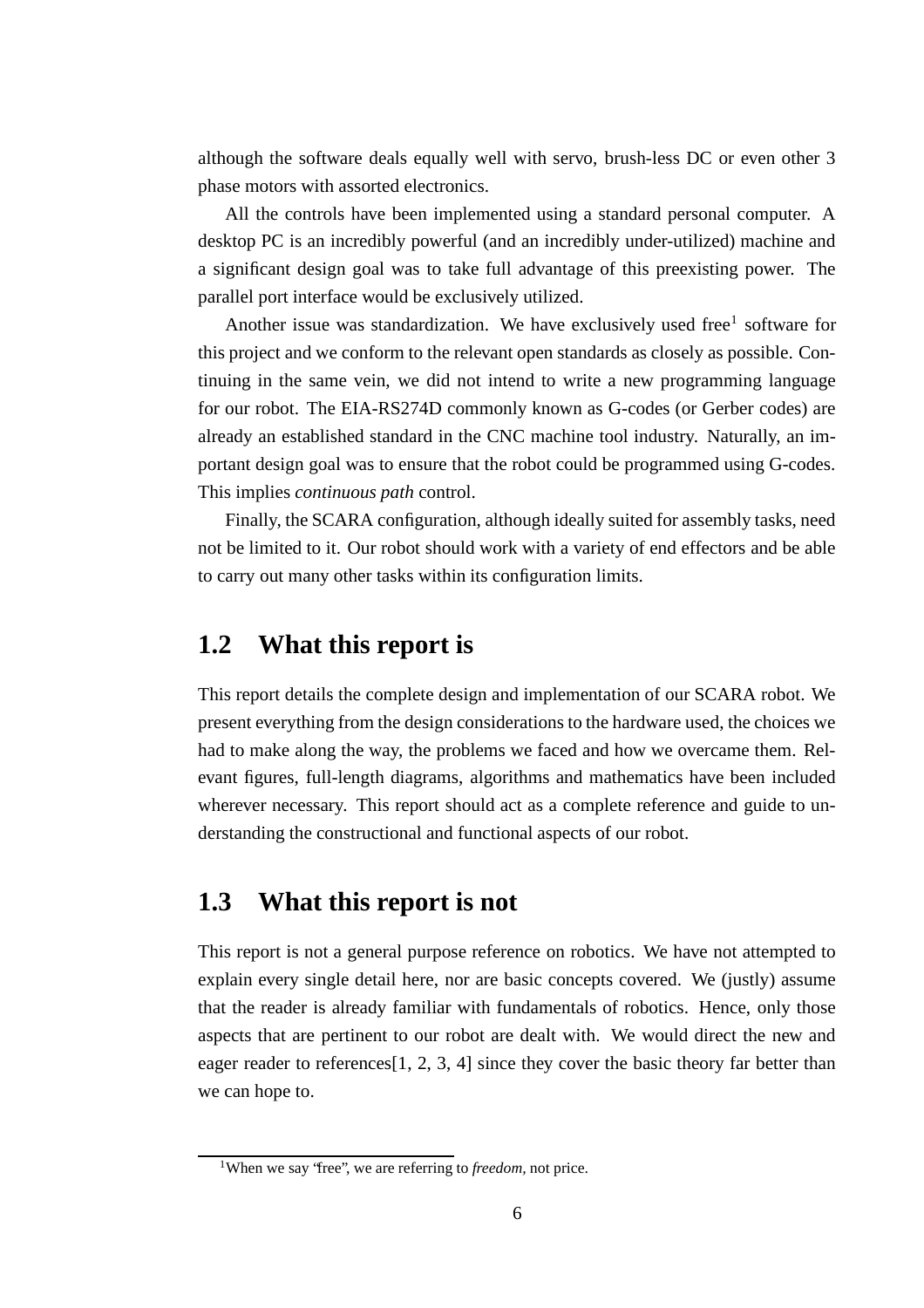although the software deals equally well with servo, brush-less DC or even other 3 phase motors with assorted electronics.

All the controls have been implemented using a standard personal computer. A desktop PC is an incredibly powerful (and an incredibly under-utilized) machine and a significant design goal was to take full advantage of this preexisting power. The parallel port interface would be exclusively utilized.

Another issue was standardization. We have exclusively used free[1] software for this project and we conform to the relevant open standards as closely as possible. Continuing in the same vein, we did not intend to write a new programming language for our robot. The EIA-RS274D commonly known as G-codes (or Gerber codes) are already an established standard in the CNC machine tool industry. Naturally, an important design goal was to ensure that the robot could be programmed using G-codes. This implies *continuous path* control.

Finally, the SCARA configuration, although ideally suited for assembly tasks, need not be limited to it. Our robot should work with a variety of end effectors and be able to carry out many other tasks within its configuration limits.

## 1.2 What this report is

This report details the complete design and implementation of our SCARA robot. We present everything from the design considerations to the hardware used, the choices we had to make along the way, the problems we faced and how we overcame them. Relevant figures, full-length diagrams, algorithms and mathematics have been included wherever necessary. This report should act as a complete reference and guide to understanding the constructional and functional aspects of our robot.

## 1.3 What this report is not

This report is not a general purpose reference on robotics. We have not attempted to explain every single detail here, nor are basic concepts covered. We (justly) assume that the reader is already familiar with fundamentals of robotics. Hence, only those aspects that are pertinent to our robot are dealt with. We would direct the new and eager reader to references[1, 2, 3, 4] since they cover the basic theory far better than we can hope to.

---

[1] When we say "free", we are referring to *freedom*, not price.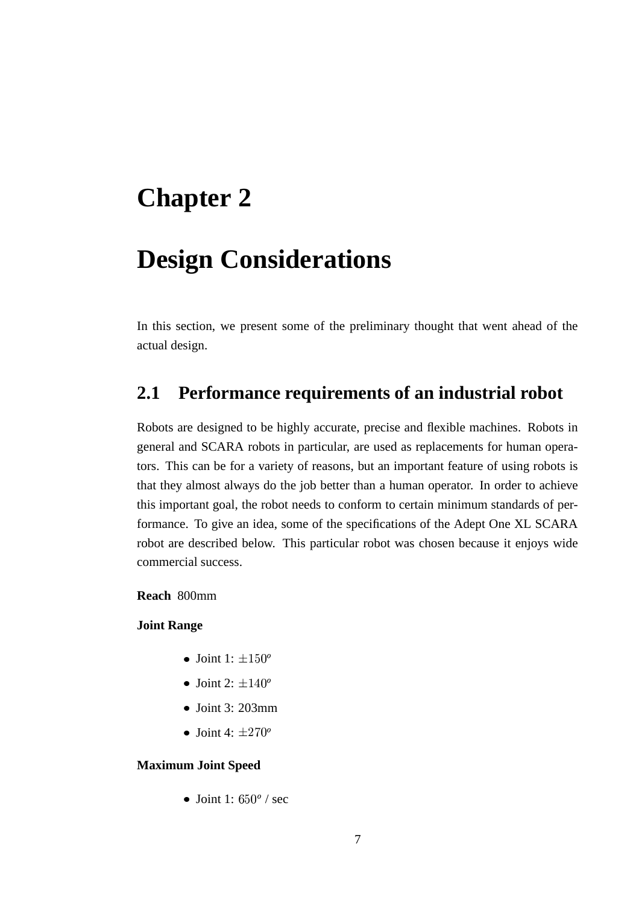# Chapter 2

# Design Considerations

In this section, we present some of the preliminary thought that went ahead of the actual design.

## 2.1 Performance requirements of an industrial robot

Robots are designed to be highly accurate, precise and flexible machines. Robots in general and SCARA robots in particular, are used as replacements for human operators. This can be for a variety of reasons, but an important feature of using robots is that they almost always do the job better than a human operator. In order to achieve this important goal, the robot needs to conform to certain minimum standards of performance. To give an idea, some of the specifications of the Adept One XL SCARA robot are described below. This particular robot was chosen because it enjoys wide commercial success.

**Reach** 800mm

**Joint Range**

- Joint 1: $\pm 150^o$
- Joint 2: $\pm 140^o$
- Joint 3: 203mm
- Joint 4: $\pm 270^o$

**Maximum Joint Speed**

- Joint 1: $650^o$ / sec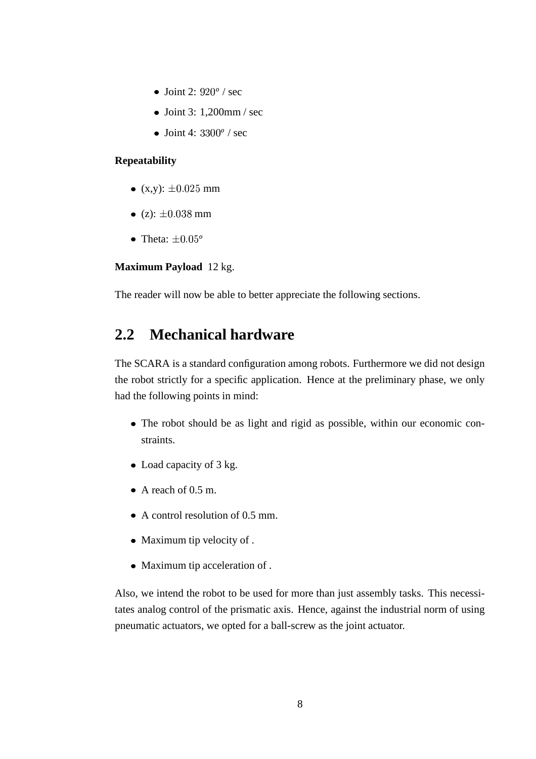- Joint 2: $920^o$ / sec
- Joint 3: 1,200mm / sec
- Joint 4: $3300^o$ / sec

**Repeatability**

- (x,y): $\pm 0.025$ mm
- (z): $\pm 0.038$ mm
- Theta: $\pm 0.05^o$

**Maximum Payload** 12 kg.

The reader will now be able to better appreciate the following sections.

## 2.2 Mechanical hardware

The SCARA is a standard configuration among robots. Furthermore we did not design the robot strictly for a specific application. Hence at the preliminary phase, we only had the following points in mind:

- The robot should be as light and rigid as possible, within our economic constraints.
- Load capacity of 3 kg.
- A reach of 0.5 m.
- A control resolution of 0.5 mm.
- Maximum tip velocity of .
- Maximum tip acceleration of .

Also, we intend the robot to be used for more than just assembly tasks. This necessitates analog control of the prismatic axis. Hence, against the industrial norm of using pneumatic actuators, we opted for a ball-screw as the joint actuator.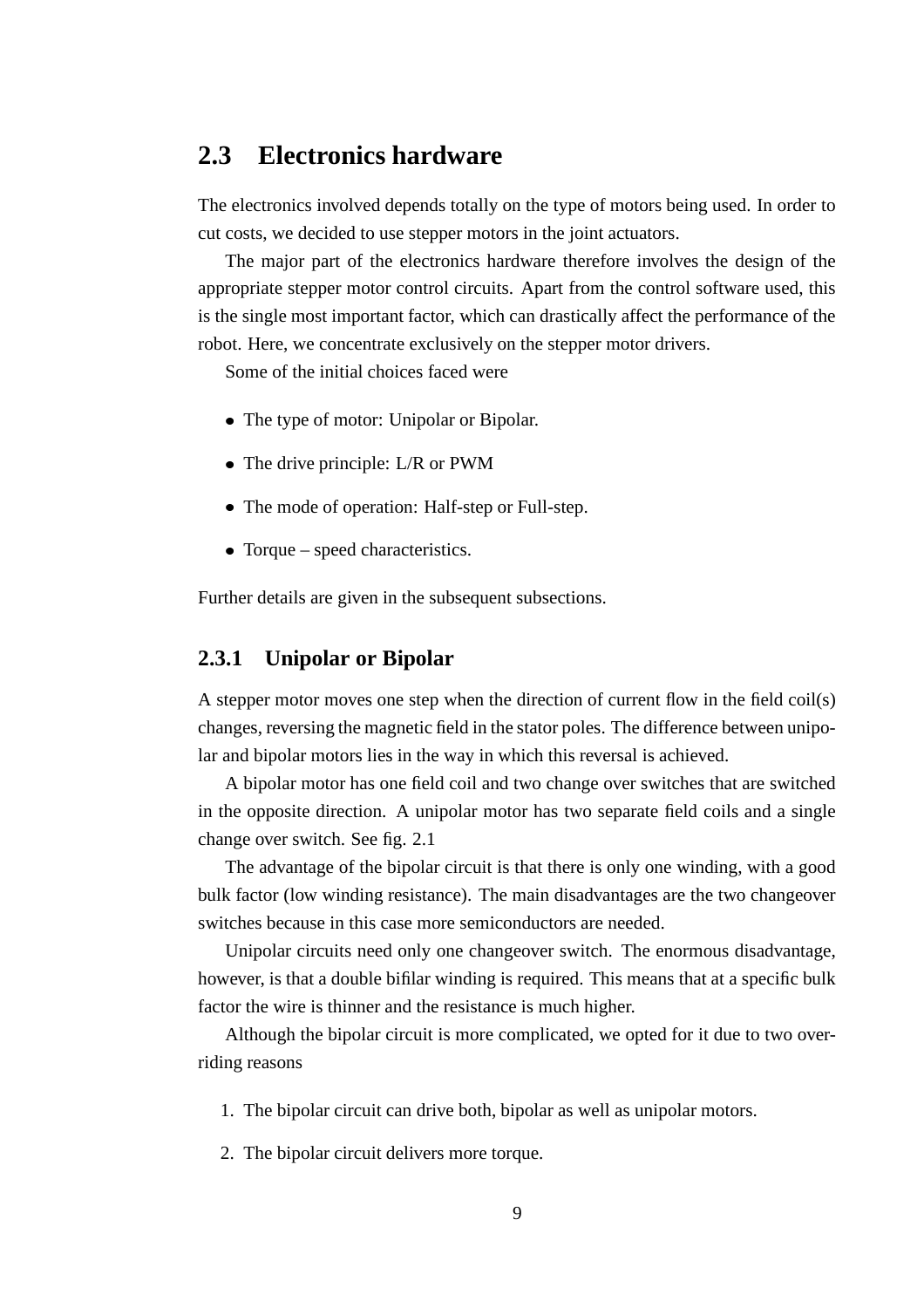## 2.3 Electronics hardware

The electronics involved depends totally on the type of motors being used. In order to cut costs, we decided to use stepper motors in the joint actuators.

The major part of the electronics hardware therefore involves the design of the appropriate stepper motor control circuits. Apart from the control software used, this is the single most important factor, which can drastically affect the performance of the robot. Here, we concentrate exclusively on the stepper motor drivers.

Some of the initial choices faced were

- The type of motor: Unipolar or Bipolar.
- The drive principle: L/R or PWM
- The mode of operation: Half-step or Full-step.
- Torque – speed characteristics.

Further details are given in the subsequent subsections.

### 2.3.1 Unipolar or Bipolar

A stepper motor moves one step when the direction of current flow in the field coil(s) changes, reversing the magnetic field in the stator poles. The difference between unipolar and bipolar motors lies in the way in which this reversal is achieved.

A bipolar motor has one field coil and two change over switches that are switched in the opposite direction. A unipolar motor has two separate field coils and a single change over switch. See fig. 2.1

The advantage of the bipolar circuit is that there is only one winding, with a good bulk factor (low winding resistance). The main disadvantages are the two changeover switches because in this case more semiconductors are needed.

Unipolar circuits need only one changeover switch. The enormous disadvantage, however, is that a double bifilar winding is required. This means that at a specific bulk factor the wire is thinner and the resistance is much higher.

Although the bipolar circuit is more complicated, we opted for it due to two overriding reasons

1. The bipolar circuit can drive both, bipolar as well as unipolar motors.
2. The bipolar circuit delivers more torque.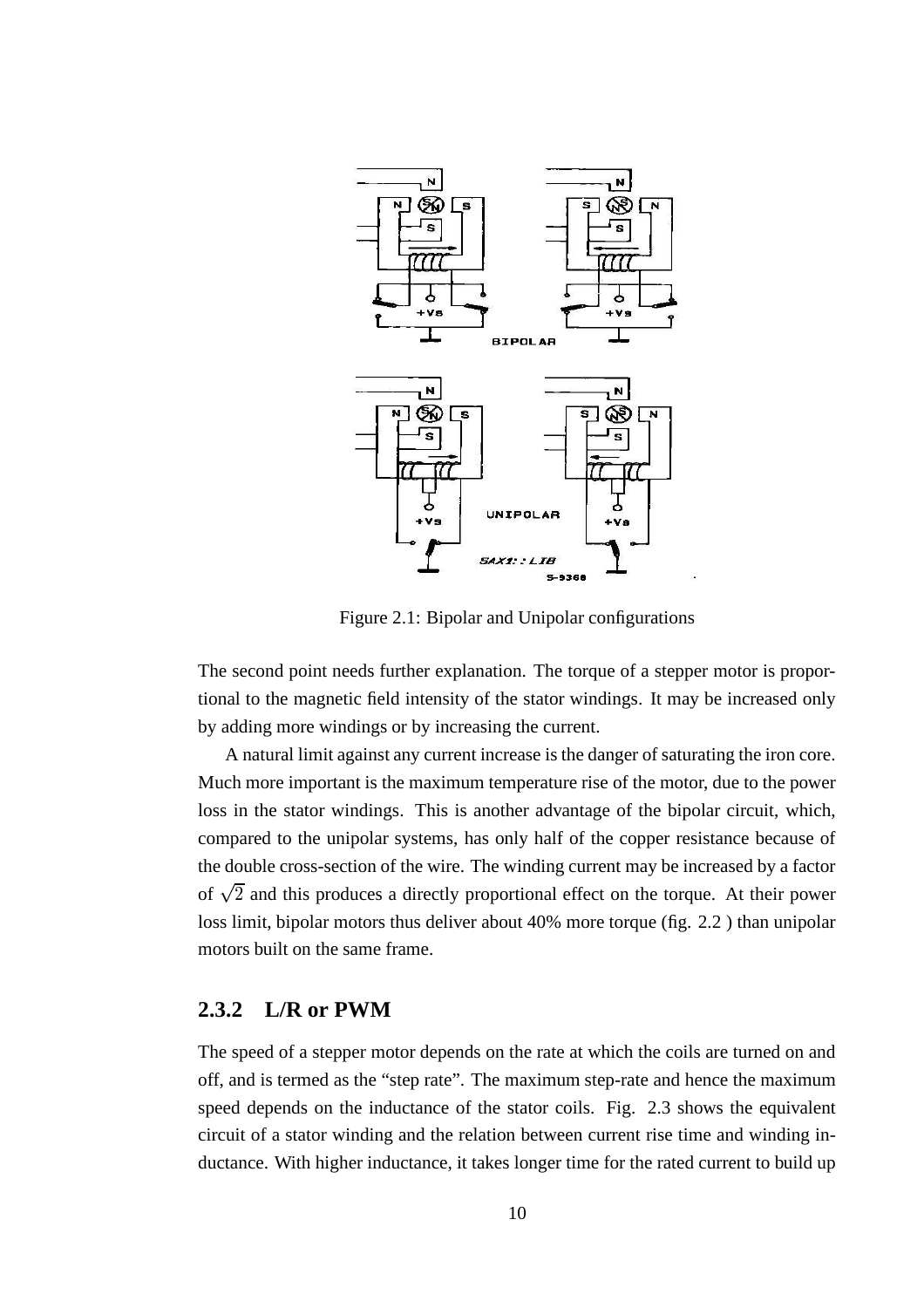Figure 2.1: Bipolar and Unipolar configurations

The second point needs further explanation. The torque of a stepper motor is proportional to the magnetic field intensity of the stator windings. It may be increased only by adding more windings or by increasing the current.

A natural limit against any current increase is the danger of saturating the iron core. Much more important is the maximum temperature rise of the motor, due to the power loss in the stator windings. This is another advantage of the bipolar circuit, which, compared to the unipolar systems, has only half of the copper resistance because of the double cross-section of the wire. The winding current may be increased by a factor of $\sqrt{2}$ and this produces a directly proportional effect on the torque. At their power loss limit, bipolar motors thus deliver about 40% more torque (fig. 2.2 ) than unipolar motors built on the same frame.

### 2.3.2 L/R or PWM

The speed of a stepper motor depends on the rate at which the coils are turned on and off, and is termed as the "step rate". The maximum step-rate and hence the maximum speed depends on the inductance of the stator coils. Fig. 2.3 shows the equivalent circuit of a stator winding and the relation between current rise time and winding inductance. With higher inductance, it takes longer time for the rated current to build up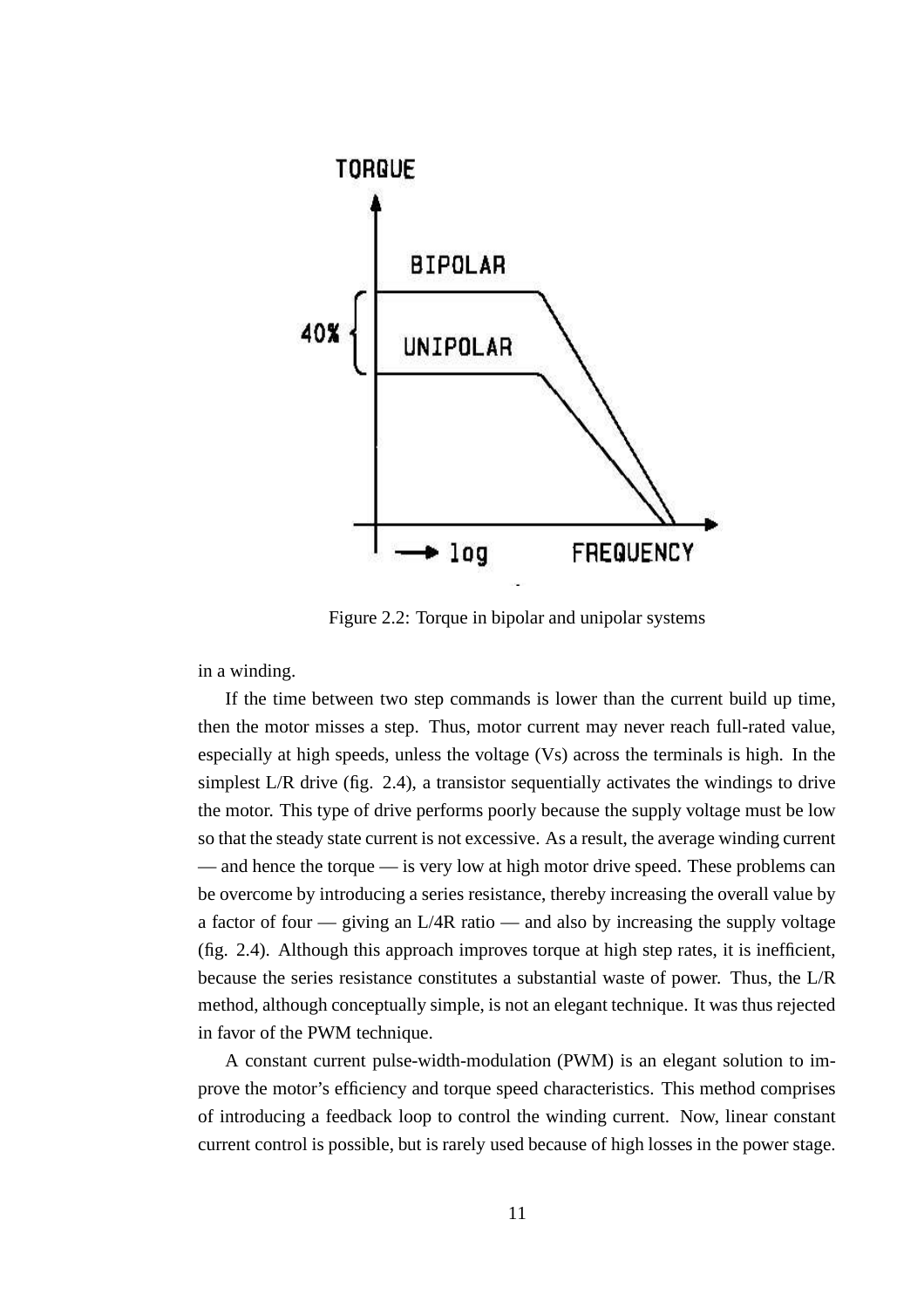Figure 2.2: Torque in bipolar and unipolar systems

in a winding.

If the time between two step commands is lower than the current build up time, then the motor misses a step. Thus, motor current may never reach full-rated value, especially at high speeds, unless the voltage (Vs) across the terminals is high. In the simplest L/R drive (fig. 2.4), a transistor sequentially activates the windings to drive the motor. This type of drive performs poorly because the supply voltage must be low so that the steady state current is not excessive. As a result, the average winding current — and hence the torque — is very low at high motor drive speed. These problems can be overcome by introducing a series resistance, thereby increasing the overall value by a factor of four — giving an L/4R ratio — and also by increasing the supply voltage (fig. 2.4). Although this approach improves torque at high step rates, it is inefficient, because the series resistance constitutes a substantial waste of power. Thus, the L/R method, although conceptually simple, is not an elegant technique. It was thus rejected in favor of the PWM technique.

A constant current pulse-width-modulation (PWM) is an elegant solution to improve the motor's efficiency and torque speed characteristics. This method comprises of introducing a feedback loop to control the winding current. Now, linear constant current control is possible, but is rarely used because of high losses in the power stage.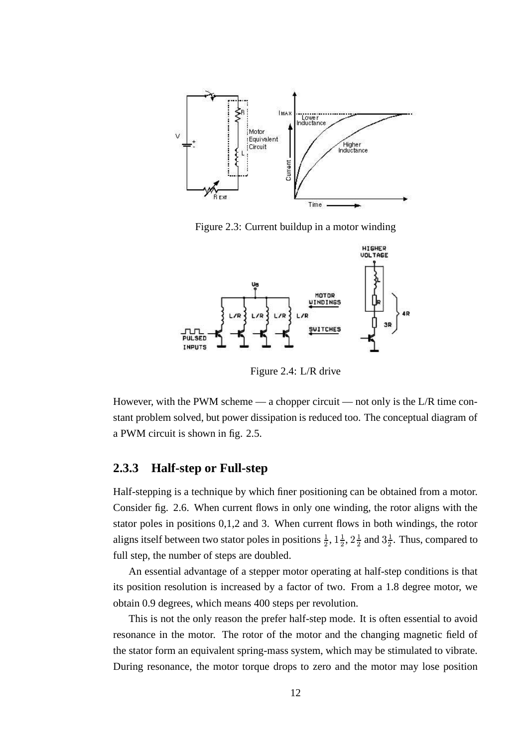Figure 2.3: Current buildup in a motor winding

Figure 2.4: L/R drive

However, with the PWM scheme — a chopper circuit — not only is the L/R time constant problem solved, but power dissipation is reduced too. The conceptual diagram of a PWM circuit is shown in fig. 2.5.

### 2.3.3 Half-step or Full-step

Half-stepping is a technique by which finer positioning can be obtained from a motor. Consider fig. 2.6. When current flows in only one winding, the rotor aligns with the stator poles in positions 0,1,2 and 3. When current flows in both windings, the rotor aligns itself between two stator poles in positions $\frac{1}{2}$, $1\frac{1}{2}$, $2\frac{1}{2}$ and $3\frac{1}{2}$. Thus, compared to full step, the number of steps are doubled.

An essential advantage of a stepper motor operating at half-step conditions is that its position resolution is increased by a factor of two. From a 1.8 degree motor, we obtain 0.9 degrees, which means 400 steps per revolution.

This is not the only reason the prefer half-step mode. It is often essential to avoid resonance in the motor. The rotor of the motor and the changing magnetic field of the stator form an equivalent spring-mass system, which may be stimulated to vibrate. During resonance, the motor torque drops to zero and the motor may lose position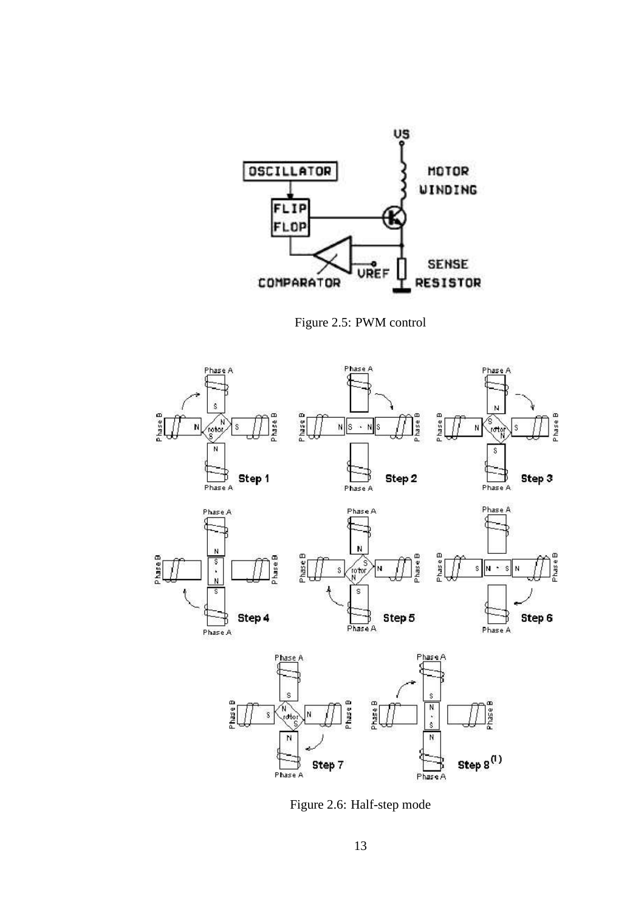Figure 2.5: PWM control

Figure 2.6: Half-step mode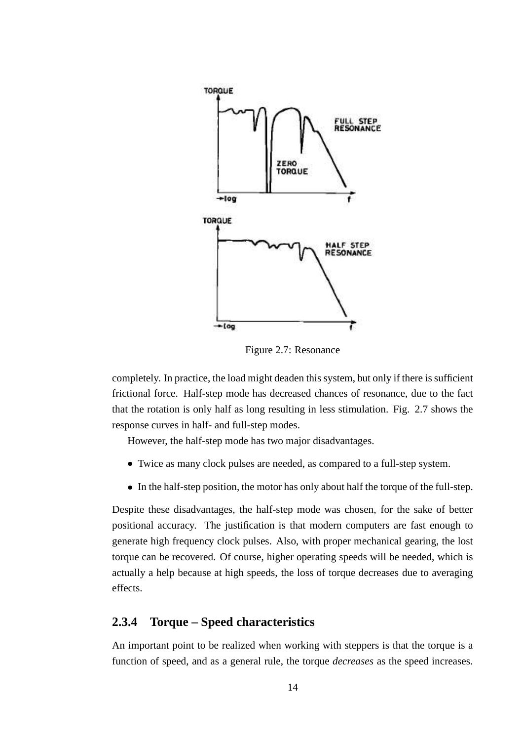Figure 2.7: Resonance

completely. In practice, the load might deaden this system, but only if there is sufficient frictional force. Half-step mode has decreased chances of resonance, due to the fact that the rotation is only half as long resulting in less stimulation. Fig. 2.7 shows the response curves in half- and full-step modes.

However, the half-step mode has two major disadvantages.

- Twice as many clock pulses are needed, as compared to a full-step system.
- In the half-step position, the motor has only about half the torque of the full-step.

Despite these disadvantages, the half-step mode was chosen, for the sake of better positional accuracy. The justification is that modern computers are fast enough to generate high frequency clock pulses. Also, with proper mechanical gearing, the lost torque can be recovered. Of course, higher operating speeds will be needed, which is actually a help because at high speeds, the loss of torque decreases due to averaging effects.

### 2.3.4 Torque – Speed characteristics

An important point to be realized when working with steppers is that the torque is a function of speed, and as a general rule, the torque *decreases* as the speed increases.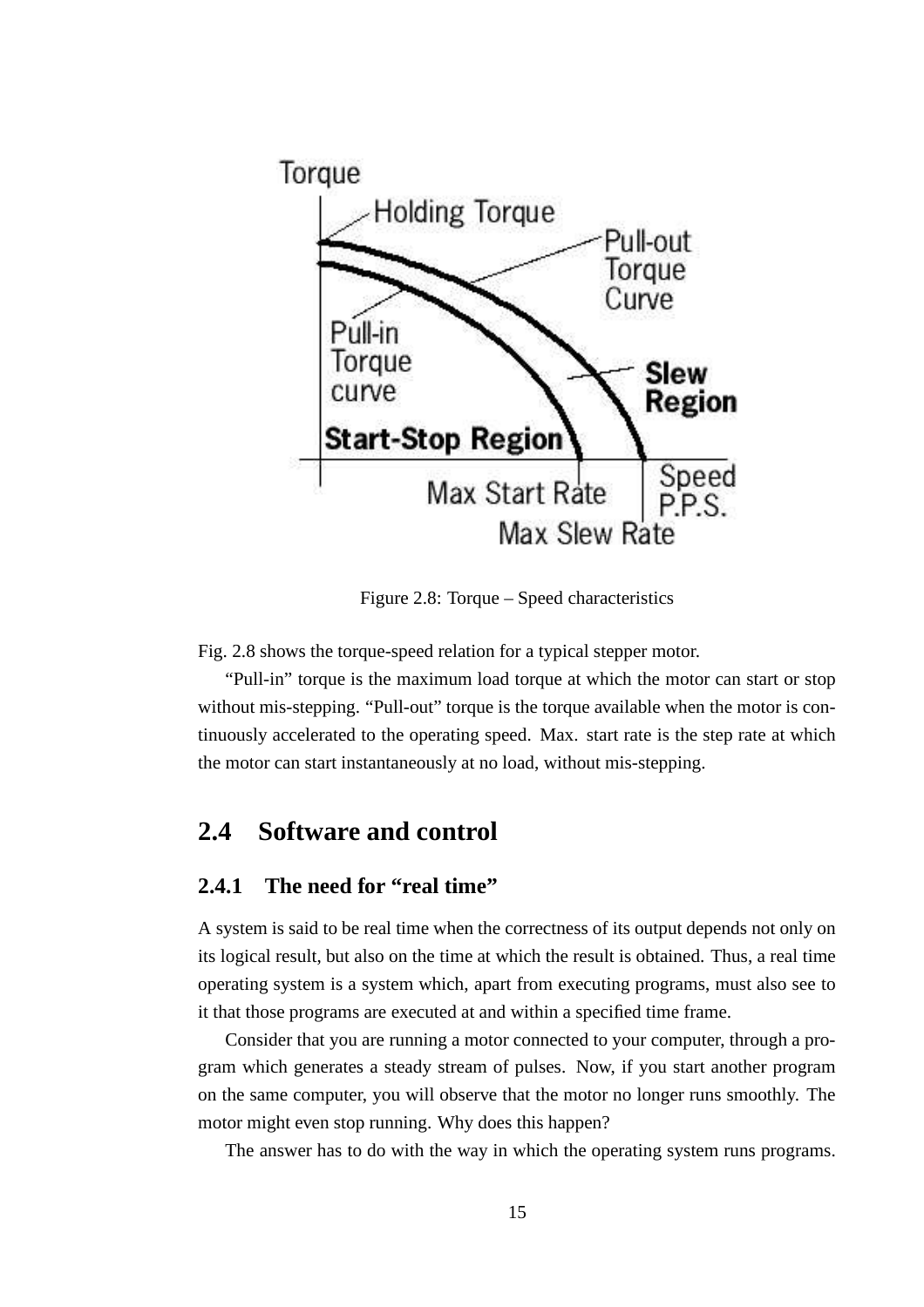Figure 2.8: Torque – Speed characteristics

Fig. 2.8 shows the torque-speed relation for a typical stepper motor.

"Pull-in" torque is the maximum load torque at which the motor can start or stop without mis-stepping. "Pull-out" torque is the torque available when the motor is continuously accelerated to the operating speed. Max. start rate is the step rate at which the motor can start instantaneously at no load, without mis-stepping.

## 2.4 Software and control

### 2.4.1 The need for "real time"

A system is said to be real time when the correctness of its output depends not only on its logical result, but also on the time at which the result is obtained. Thus, a real time operating system is a system which, apart from executing programs, must also see to it that those programs are executed at and within a specified time frame.

Consider that you are running a motor connected to your computer, through a program which generates a steady stream of pulses. Now, if you start another program on the same computer, you will observe that the motor no longer runs smoothly. The motor might even stop running. Why does this happen?

The answer has to do with the way in which the operating system runs programs.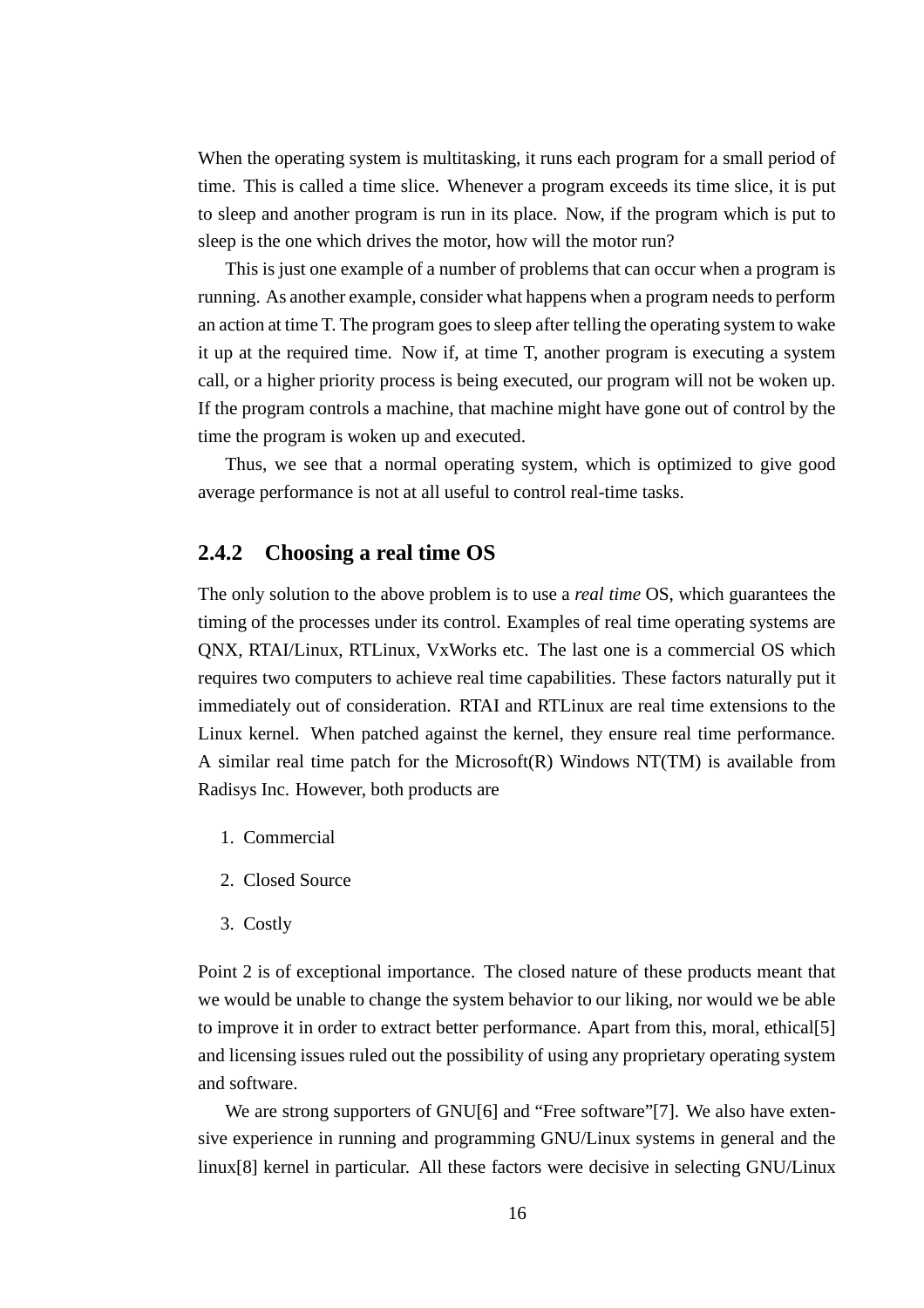When the operating system is multitasking, it runs each program for a small period of time. This is called a time slice. Whenever a program exceeds its time slice, it is put to sleep and another program is run in its place. Now, if the program which is put to sleep is the one which drives the motor, how will the motor run?

This is just one example of a number of problems that can occur when a program is running. As another example, consider what happens when a program needs to perform an action at time T. The program goes to sleep after telling the operating system to wake it up at the required time. Now if, at time T, another program is executing a system call, or a higher priority process is being executed, our program will not be woken up. If the program controls a machine, that machine might have gone out of control by the time the program is woken up and executed.

Thus, we see that a normal operating system, which is optimized to give good average performance is not at all useful to control real-time tasks.

### 2.4.2 Choosing a real time OS

The only solution to the above problem is to use a *real time* OS, which guarantees the timing of the processes under its control. Examples of real time operating systems are QNX, RTAI/Linux, RTLinux, VxWorks etc. The last one is a commercial OS which requires two computers to achieve real time capabilities. These factors naturally put it immediately out of consideration. RTAI and RTLinux are real time extensions to the Linux kernel. When patched against the kernel, they ensure real time performance. A similar real time patch for the Microsoft(R) Windows NT(TM) is available from Radisys Inc. However, both products are

1. Commercial
2. Closed Source
3. Costly

Point 2 is of exceptional importance. The closed nature of these products meant that we would be unable to change the system behavior to our liking, nor would we be able to improve it in order to extract better performance. Apart from this, moral, ethical[5] and licensing issues ruled out the possibility of using any proprietary operating system and software.

We are strong supporters of GNU[6] and "Free software"[7]. We also have extensive experience in running and programming GNU/Linux systems in general and the linux[8] kernel in particular. All these factors were decisive in selecting GNU/Linux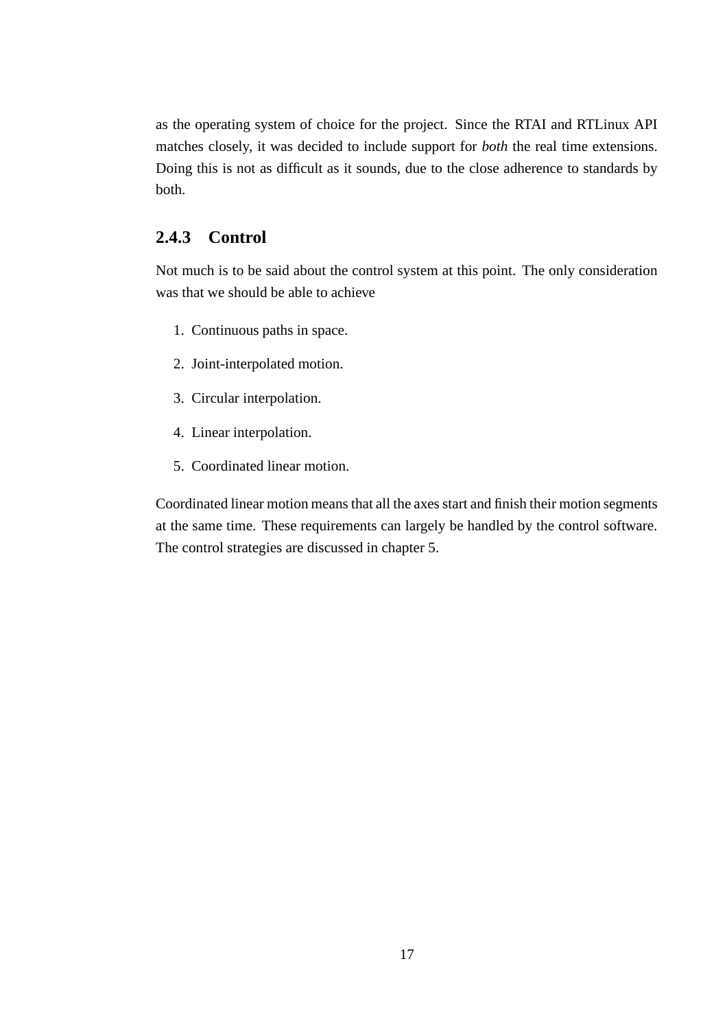as the operating system of choice for the project. Since the RTAI and RTLinux API matches closely, it was decided to include support for *both* the real time extensions. Doing this is not as difficult as it sounds, due to the close adherence to standards by both.

### 2.4.3 Control

Not much is to be said about the control system at this point. The only consideration was that we should be able to achieve

1. Continuous paths in space.
2. Joint-interpolated motion.
3. Circular interpolation.
4. Linear interpolation.
5. Coordinated linear motion.

Coordinated linear motion means that all the axes start and finish their motion segments at the same time. These requirements can largely be handled by the control software. The control strategies are discussed in chapter 5.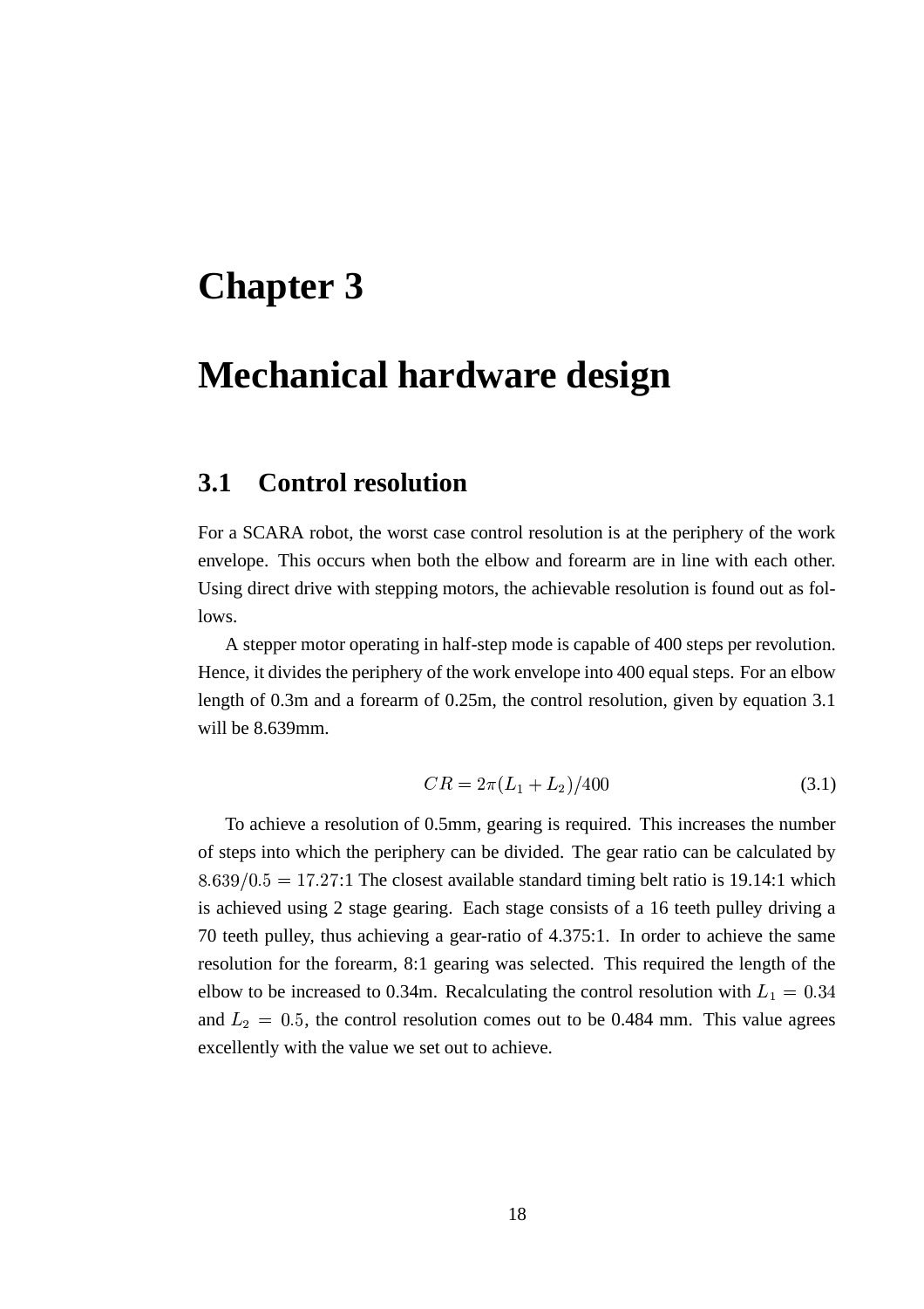# Chapter 3

# Mechanical hardware design

## 3.1 Control resolution

For a SCARA robot, the worst case control resolution is at the periphery of the work envelope. This occurs when both the elbow and forearm are in line with each other. Using direct drive with stepping motors, the achievable resolution is found out as follows.

A stepper motor operating in half-step mode is capable of 400 steps per revolution. Hence, it divides the periphery of the work envelope into 400 equal steps. For an elbow length of 0.3m and a forearm of 0.25m, the control resolution, given by equation 3.1 will be 8.639mm.

$$CR = 2\pi(L_1 + L_2)/400 \tag{3.1}$$

To achieve a resolution of 0.5mm, gearing is required. This increases the number of steps into which the periphery can be divided. The gear ratio can be calculated by $8.639/0.5 = 17.27$:1 The closest available standard timing belt ratio is 19.14:1 which is achieved using 2 stage gearing. Each stage consists of a 16 teeth pulley driving a 70 teeth pulley, thus achieving a gear-ratio of 4.375:1. In order to achieve the same resolution for the forearm, 8:1 gearing was selected. This required the length of the elbow to be increased to 0.34m. Recalculating the control resolution with $L_1 = 0.34$ and $L_2 = 0.5$, the control resolution comes out to be 0.484 mm. This value agrees excellently with the value we set out to achieve.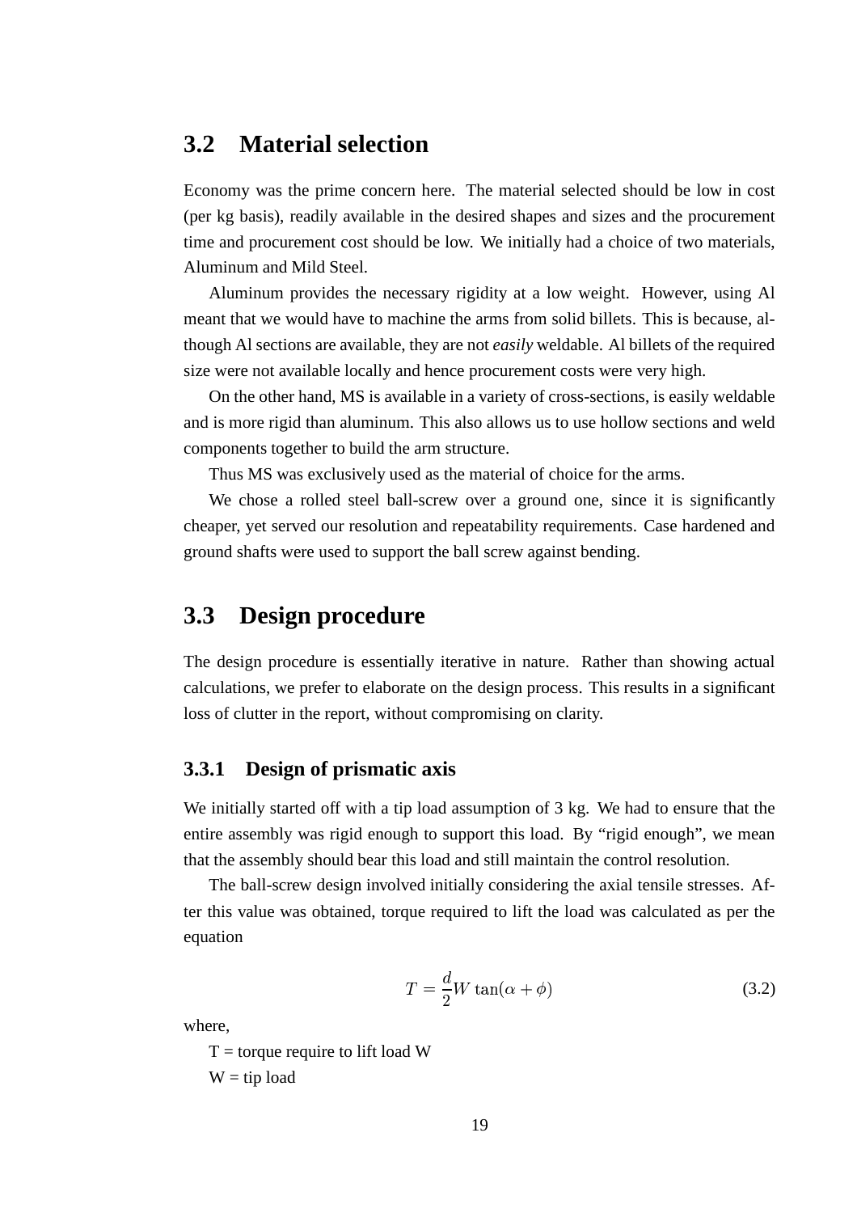## 3.2 Material selection

Economy was the prime concern here. The material selected should be low in cost (per kg basis), readily available in the desired shapes and sizes and the procurement time and procurement cost should be low. We initially had a choice of two materials, Aluminum and Mild Steel.

Aluminum provides the necessary rigidity at a low weight. However, using Al meant that we would have to machine the arms from solid billets. This is because, although Al sections are available, they are not *easily* weldable. Al billets of the required size were not available locally and hence procurement costs were very high.

On the other hand, MS is available in a variety of cross-sections, is easily weldable and is more rigid than aluminum. This also allows us to use hollow sections and weld components together to build the arm structure.

Thus MS was exclusively used as the material of choice for the arms.

We chose a rolled steel ball-screw over a ground one, since it is significantly cheaper, yet served our resolution and repeatability requirements. Case hardened and ground shafts were used to support the ball screw against bending.

## 3.3 Design procedure

The design procedure is essentially iterative in nature. Rather than showing actual calculations, we prefer to elaborate on the design process. This results in a significant loss of clutter in the report, without compromising on clarity.

### 3.3.1 Design of prismatic axis

We initially started off with a tip load assumption of 3 kg. We had to ensure that the entire assembly was rigid enough to support this load. By "rigid enough", we mean that the assembly should bear this load and still maintain the control resolution.

The ball-screw design involved initially considering the axial tensile stresses. After this value was obtained, torque required to lift the load was calculated as per the equation

$$T = \frac{d}{2} W \tan(\alpha + \phi) \tag{3.2}$$

where,

T = torque require to lift load W

W = tip load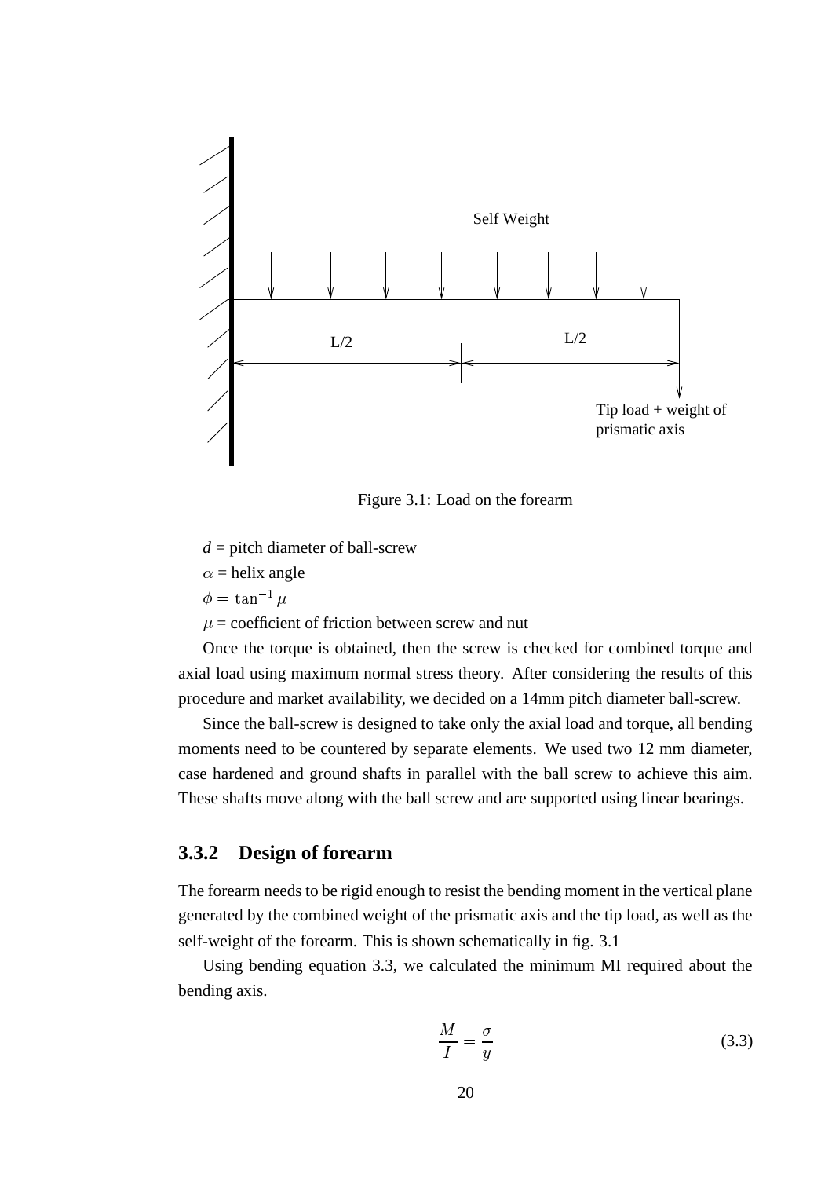Figure 3.1: Load on the forearm

$d$ = pitch diameter of ball-screw

$\alpha$ = helix angle

$\phi = \tan^{-1} \mu$

$\mu$ = coefficient of friction between screw and nut

Once the torque is obtained, then the screw is checked for combined torque and axial load using maximum normal stress theory. After considering the results of this procedure and market availability, we decided on a 14mm pitch diameter ball-screw.

Since the ball-screw is designed to take only the axial load and torque, all bending moments need to be countered by separate elements. We used two 12 mm diameter, case hardened and ground shafts in parallel with the ball screw to achieve this aim. These shafts move along with the ball screw and are supported using linear bearings.

### 3.3.2 Design of forearm

The forearm needs to be rigid enough to resist the bending moment in the vertical plane generated by the combined weight of the prismatic axis and the tip load, as well as the self-weight of the forearm. This is shown schematically in fig. 3.1

Using bending equation 3.3, we calculated the minimum MI required about the bending axis.

$$\frac{M}{I} = \frac{\sigma}{y} \tag{3.3}$$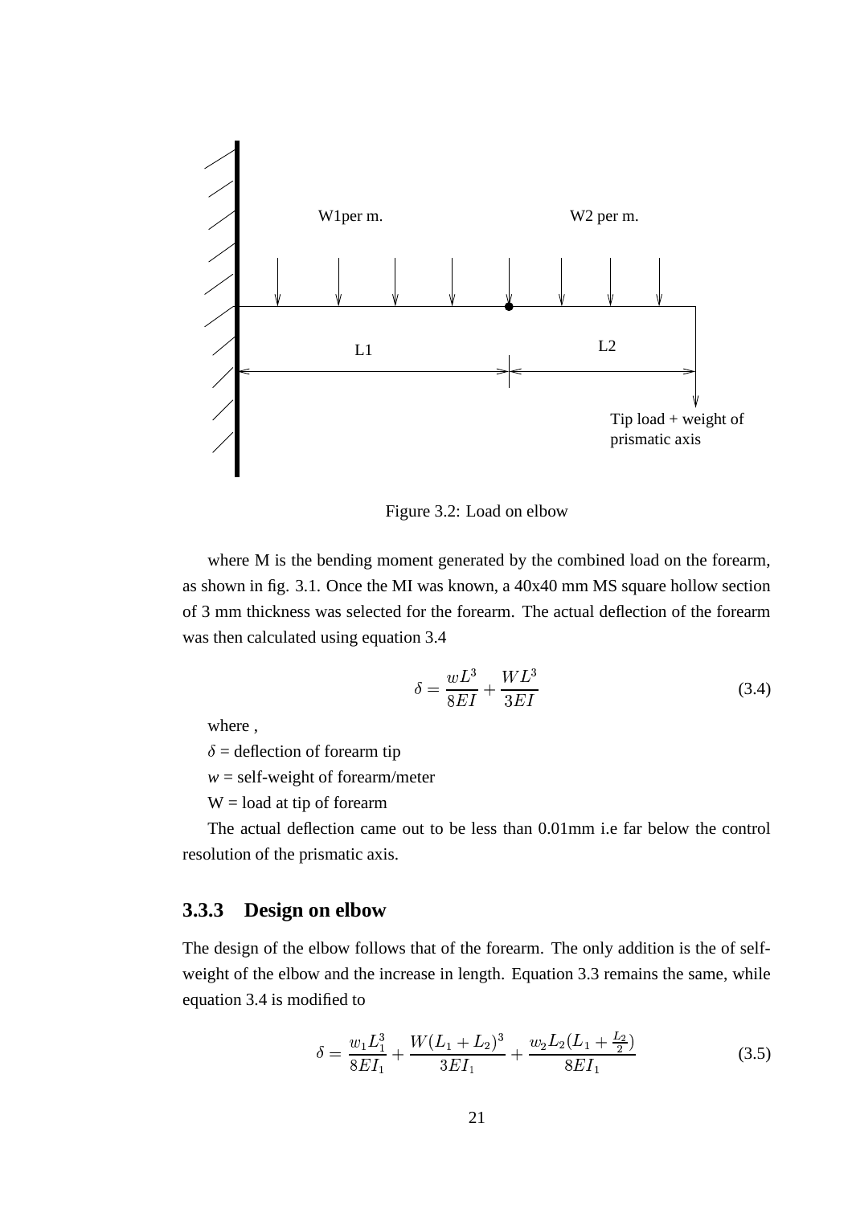Figure 3.2: Load on elbow

where M is the bending moment generated by the combined load on the forearm, as shown in fig. 3.1. Once the MI was known, a 40x40 mm MS square hollow section of 3 mm thickness was selected for the forearm. The actual deflection of the forearm was then calculated using equation 3.4

$$\delta = \frac{wL^3}{8EI} + \frac{WL^3}{3EI} \tag{3.4}$$

where ,

$\delta$ = deflection of forearm tip

$w$ = self-weight of forearm/meter

W = load at tip of forearm

The actual deflection came out to be less than 0.01mm i.e far below the control resolution of the prismatic axis.

### 3.3.3 Design on elbow

The design of the elbow follows that of the forearm. The only addition is the of self-weight of the elbow and the increase in length. Equation 3.3 remains the same, while equation 3.4 is modified to

$$\delta = \frac{w_1 L_1^3}{8EI_1} + \frac{W(L_1 + L_2)^3}{3EI_1} + \frac{w_2 L_2 (L_1 + \frac{L_2}{2})}{8EI_1} \tag{3.5}$$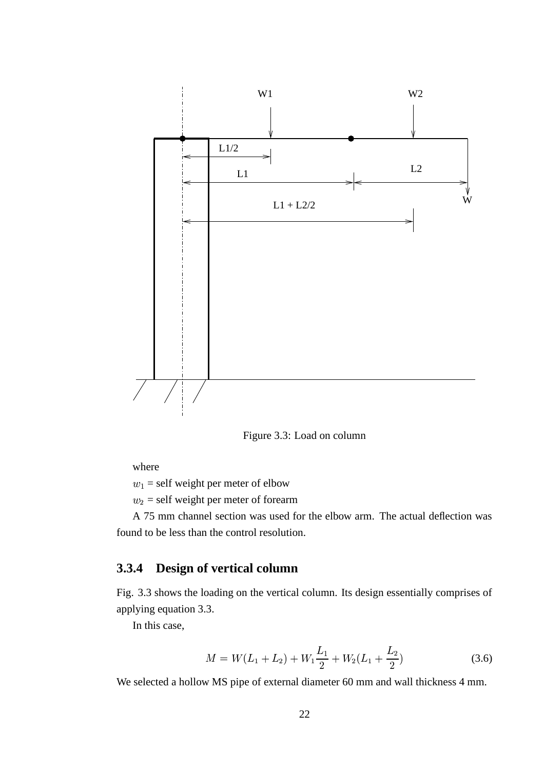Figure 3.3: Load on column

where

$w_1$ = self weight per meter of elbow

$w_2$ = self weight per meter of forearm

A 75 mm channel section was used for the elbow arm. The actual deflection was found to be less than the control resolution.

### 3.3.4 Design of vertical column

Fig. 3.3 shows the loading on the vertical column. Its design essentially comprises of applying equation 3.3.

In this case,

$$M = W(L_1 + L_2) + W_1\frac{L_1}{2} + W_2(L_1 + \frac{L_2}{2}) \tag{3.6}$$

We selected a hollow MS pipe of external diameter 60 mm and wall thickness 4 mm.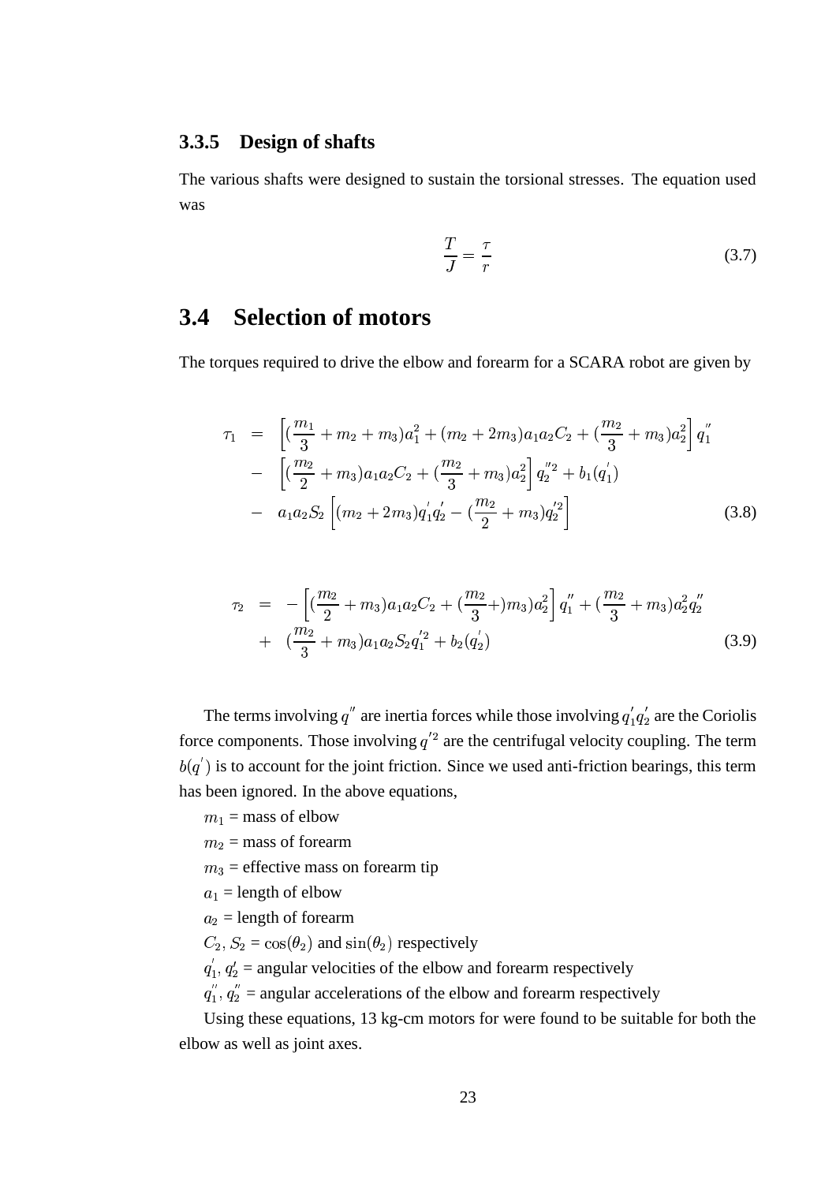### 3.3.5 Design of shafts

The various shafts were designed to sustain the torsional stresses. The equation used was

$$\frac{T}{J} = \frac{\tau}{r} \tag{3.7}$$

## 3.4 Selection of motors

The torques required to drive the elbow and forearm for a SCARA robot are given by

$$\begin{aligned}
\tau_1 &= \left[(\frac{m_1}{3} + m_2 + m_3)a_1^2 + (m_2 + 2m_3)a_1a_2C_2 + (\frac{m_2}{3} + m_3)a_2^2\right] q_1^{''} \\
&- \left[(\frac{m_2}{2} + m_3)a_1a_2C_2 + (\frac{m_2}{3} + m_3)a_2^2\right] q_2^{''2} + b_1(q_1^{'}) \\
&- a_1a_2S_2\left[(m_2 + 2m_3)q_1^{'}q_2^{'} - (\frac{m_2}{2} + m_3)q_2^{'2}\right]
\end{aligned} \tag{3.8}$$

$$\begin{aligned}
\tau_2 &= -\left[(\frac{m_2}{2} + m_3)a_1a_2C_2 + (\frac{m_2}{3} +)m_3)a_2^2\right] q_1^{''} + (\frac{m_2}{3} + m_3)a_2^2q_2^{''} \\
&+ (\frac{m_2}{3} + m_3)a_1a_2S_2q_1^{'2} + b_2(q_2^{'})
\end{aligned} \tag{3.9}$$

The terms involving $q^{''}$ are inertia forces while those involving $q_1^{'}q_2^{'}$ are the Coriolis force components. Those involving $q^{'2}$ are the centrifugal velocity coupling. The term $b(q^{'})$ is to account for the joint friction. Since we used anti-friction bearings, this term has been ignored. In the above equations,

$m_1$ = mass of elbow

$m_2$ = mass of forearm

$m_3$ = effective mass on forearm tip

$a_1$ = length of elbow

$a_2$ = length of forearm

$C_2, S_2 = \cos(\theta_2)$ and $\sin(\theta_2)$ respectively

$q_1^{'}, q_2^{'}$ = angular velocities of the elbow and forearm respectively

$q_1^{''}, q_2^{''}$ = angular accelerations of the elbow and forearm respectively

Using these equations, 13 kg-cm motors for were found to be suitable for both the elbow as well as joint axes.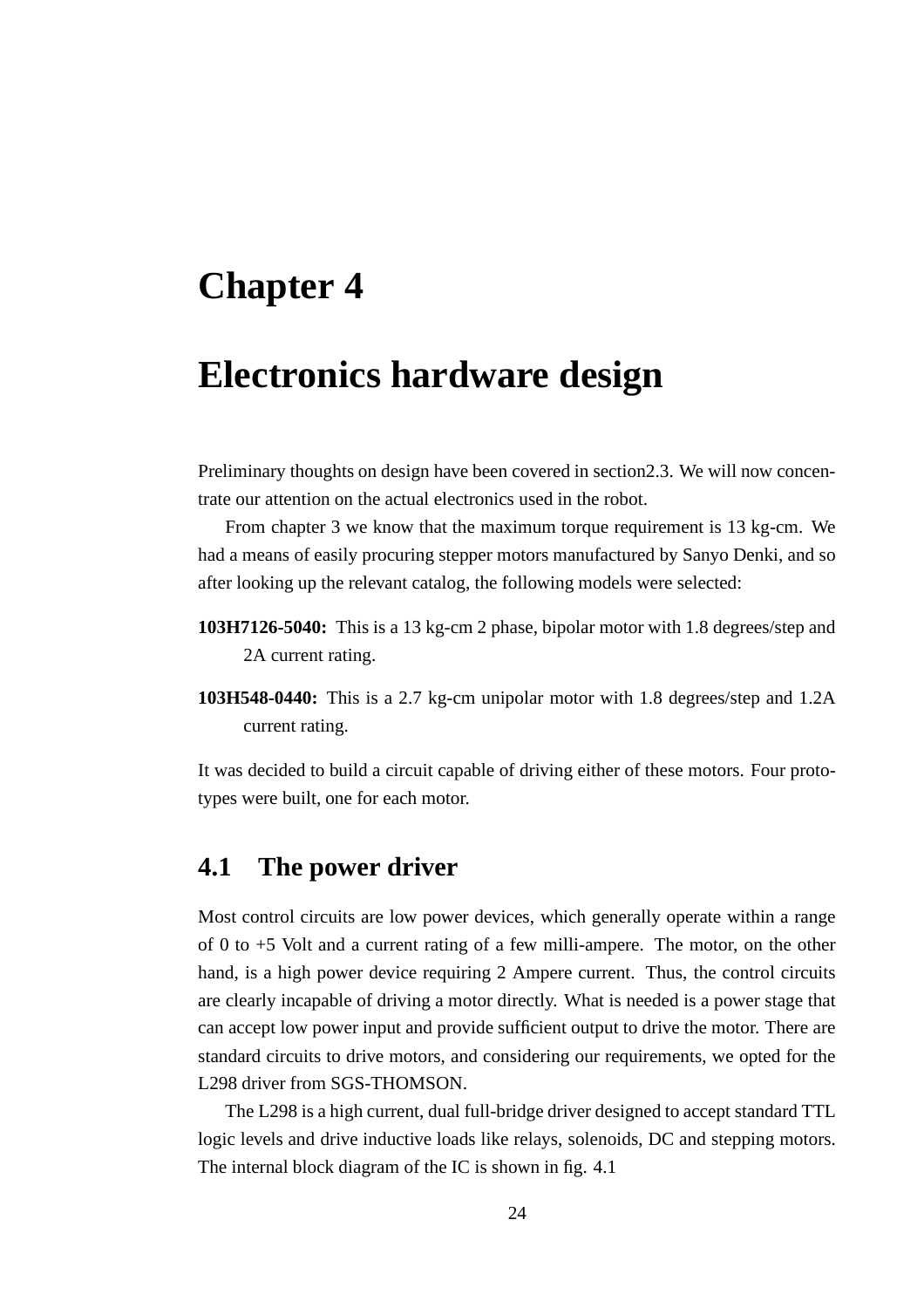# Chapter 4

# Electronics hardware design

Preliminary thoughts on design have been covered in section2.3. We will now concentrate our attention on the actual electronics used in the robot.

From chapter 3 we know that the maximum torque requirement is 13 kg-cm. We had a means of easily procuring stepper motors manufactured by Sanyo Denki, and so after looking up the relevant catalog, the following models were selected:

**103H7126-5040:** This is a 13 kg-cm 2 phase, bipolar motor with 1.8 degrees/step and 2A current rating.

**103H548-0440:** This is a 2.7 kg-cm unipolar motor with 1.8 degrees/step and 1.2A current rating.

It was decided to build a circuit capable of driving either of these motors. Four prototypes were built, one for each motor.

## 4.1 The power driver

Most control circuits are low power devices, which generally operate within a range of 0 to +5 Volt and a current rating of a few milli-ampere. The motor, on the other hand, is a high power device requiring 2 Ampere current. Thus, the control circuits are clearly incapable of driving a motor directly. What is needed is a power stage that can accept low power input and provide sufficient output to drive the motor. There are standard circuits to drive motors, and considering our requirements, we opted for the L298 driver from SGS-THOMSON.

The L298 is a high current, dual full-bridge driver designed to accept standard TTL logic levels and drive inductive loads like relays, solenoids, DC and stepping motors. The internal block diagram of the IC is shown in fig. 4.1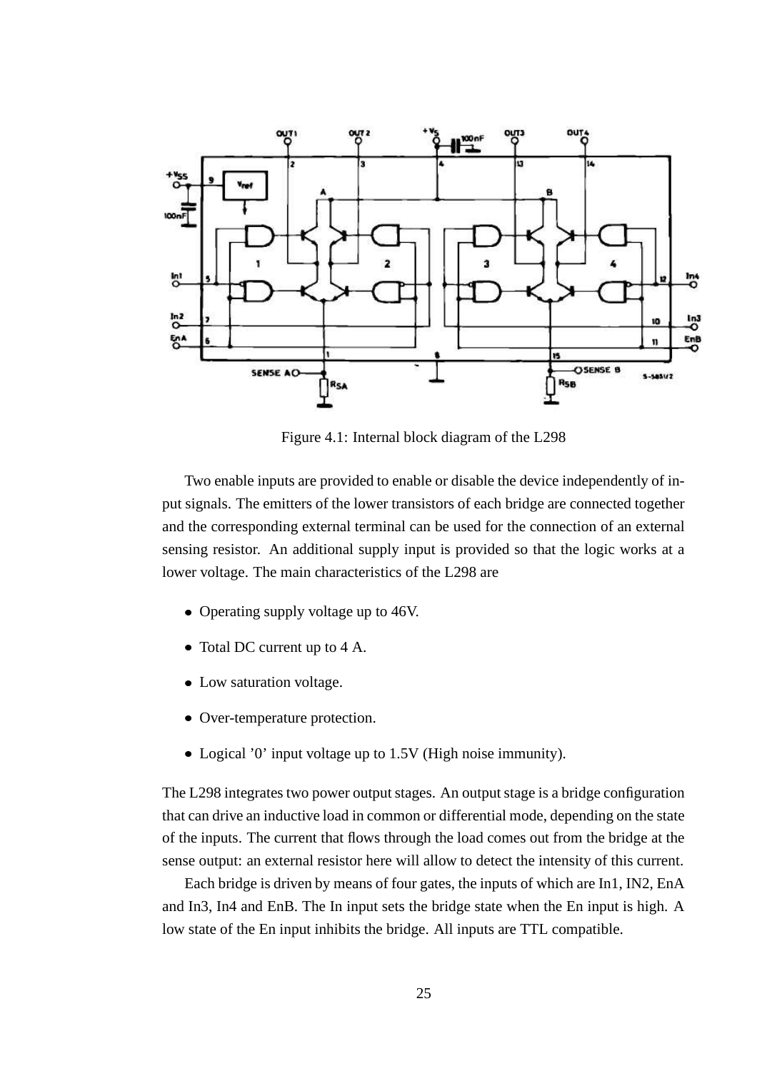Figure 4.1: Internal block diagram of the L298

Two enable inputs are provided to enable or disable the device independently of input signals. The emitters of the lower transistors of each bridge are connected together and the corresponding external terminal can be used for the connection of an external sensing resistor. An additional supply input is provided so that the logic works at a lower voltage. The main characteristics of the L298 are

- Operating supply voltage up to 46V.
- Total DC current up to 4 A.
- Low saturation voltage.
- Over-temperature protection.
- Logical '0' input voltage up to 1.5V (High noise immunity).

The L298 integrates two power output stages. An output stage is a bridge configuration that can drive an inductive load in common or differential mode, depending on the state of the inputs. The current that flows through the load comes out from the bridge at the sense output: an external resistor here will allow to detect the intensity of this current.

Each bridge is driven by means of four gates, the inputs of which are In1, IN2, EnA and In3, In4 and EnB. The In input sets the bridge state when the En input is high. A low state of the En input inhibits the bridge. All inputs are TTL compatible.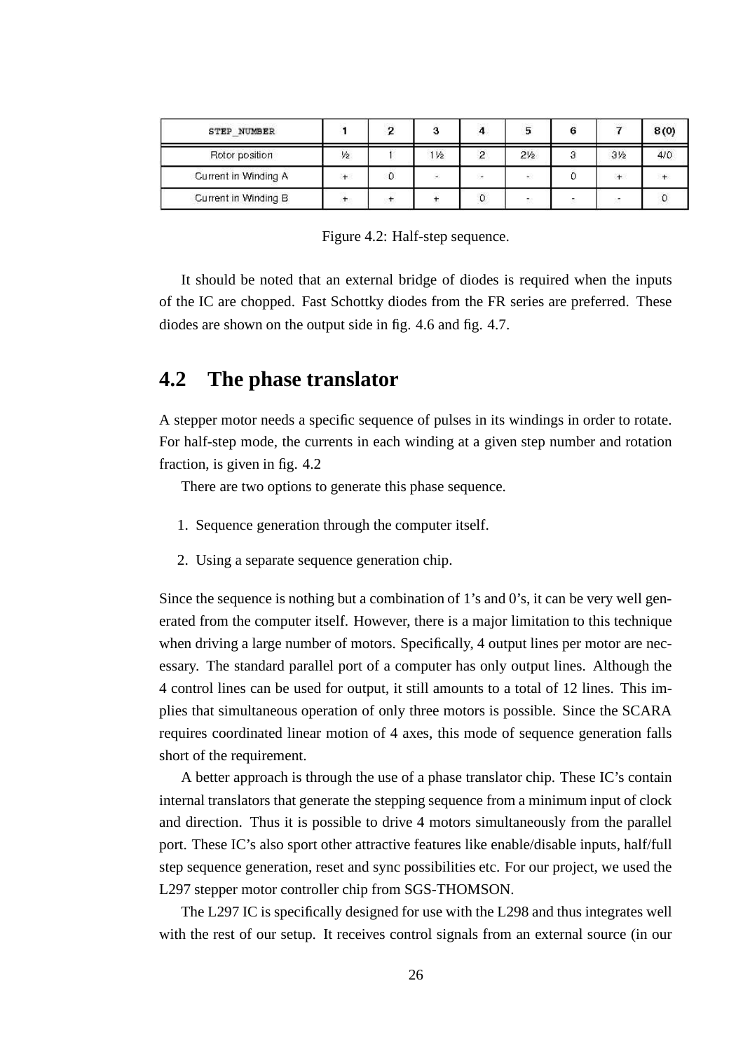| STEP_NUMBER | 1 | 2 | 3 | 4 | 5 | 6 | 7 | 8(0) |
|---|---|---|---|---|---|---|---|---|
| Rotor position | ½ | 1 | 1½ | 2 | 2½ | 3 | 3½ | 4/0 |
| Current in Winding A | + | 0 | - | - | - | 0 | + | + |
| Current in Winding B | + | + | + | 0 | - | - | - | 0 |

Figure 4.2: Half-step sequence.

It should be noted that an external bridge of diodes is required when the inputs of the IC are chopped. Fast Schottky diodes from the FR series are preferred. These diodes are shown on the output side in fig. 4.6 and fig. 4.7.

## 4.2 The phase translator

A stepper motor needs a specific sequence of pulses in its windings in order to rotate. For half-step mode, the currents in each winding at a given step number and rotation fraction, is given in fig. 4.2

There are two options to generate this phase sequence.

1. Sequence generation through the computer itself.
2. Using a separate sequence generation chip.

Since the sequence is nothing but a combination of 1's and 0's, it can be very well generated from the computer itself. However, there is a major limitation to this technique when driving a large number of motors. Specifically, 4 output lines per motor are necessary. The standard parallel port of a computer has only output lines. Although the 4 control lines can be used for output, it still amounts to a total of 12 lines. This implies that simultaneous operation of only three motors is possible. Since the SCARA requires coordinated linear motion of 4 axes, this mode of sequence generation falls short of the requirement.

A better approach is through the use of a phase translator chip. These IC's contain internal translators that generate the stepping sequence from a minimum input of clock and direction. Thus it is possible to drive 4 motors simultaneously from the parallel port. These IC's also sport other attractive features like enable/disable inputs, half/full step sequence generation, reset and sync possibilities etc. For our project, we used the L297 stepper motor controller chip from SGS-THOMSON.

The L297 IC is specifically designed for use with the L298 and thus integrates well with the rest of our setup. It receives control signals from an external source (in our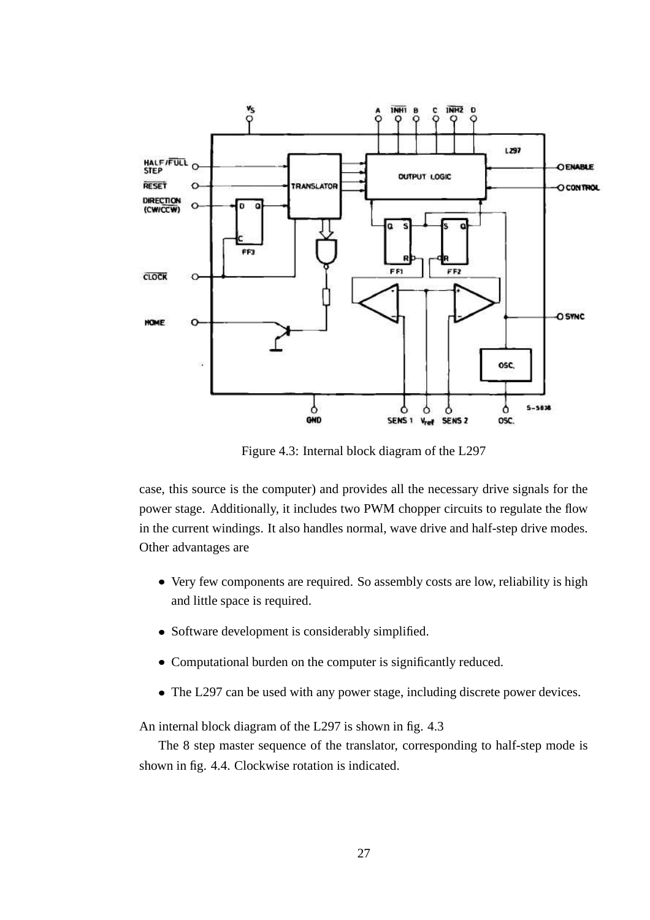Figure 4.3: Internal block diagram of the L297

case, this source is the computer) and provides all the necessary drive signals for the power stage. Additionally, it includes two PWM chopper circuits to regulate the flow in the current windings. It also handles normal, wave drive and half-step drive modes. Other advantages are

- Very few components are required. So assembly costs are low, reliability is high and little space is required.
- Software development is considerably simplified.
- Computational burden on the computer is significantly reduced.
- The L297 can be used with any power stage, including discrete power devices.

An internal block diagram of the L297 is shown in fig. 4.3

The 8 step master sequence of the translator, corresponding to half-step mode is shown in fig. 4.4. Clockwise rotation is indicated.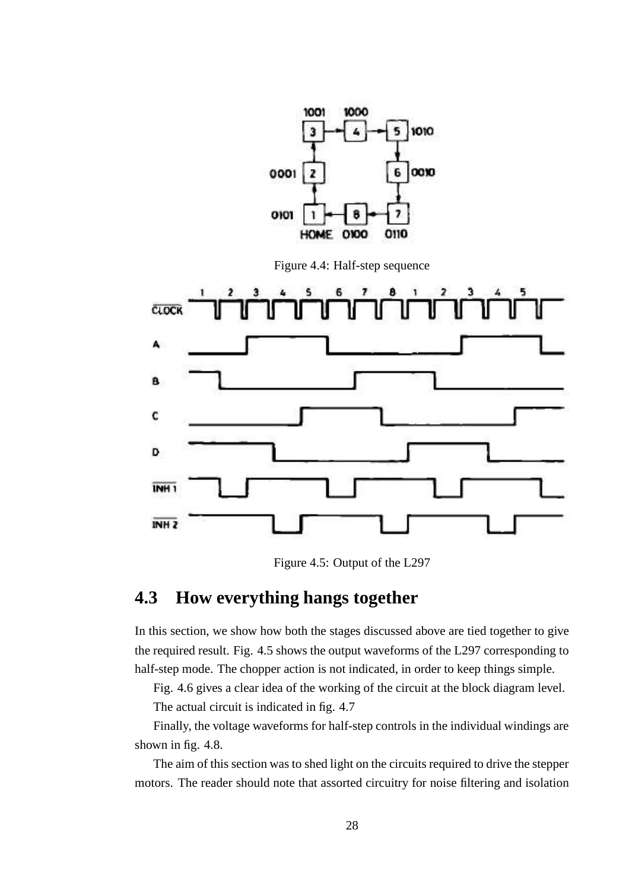Figure 4.4: Half-step sequence

Figure 4.5: Output of the L297

## 4.3 How everything hangs together

In this section, we show how both the stages discussed above are tied together to give the required result. Fig. 4.5 shows the output waveforms of the L297 corresponding to half-step mode. The chopper action is not indicated, in order to keep things simple.

Fig. 4.6 gives a clear idea of the working of the circuit at the block diagram level.

The actual circuit is indicated in fig. 4.7

Finally, the voltage waveforms for half-step controls in the individual windings are shown in fig. 4.8.

The aim of this section was to shed light on the circuits required to drive the stepper motors. The reader should note that assorted circuitry for noise filtering and isolation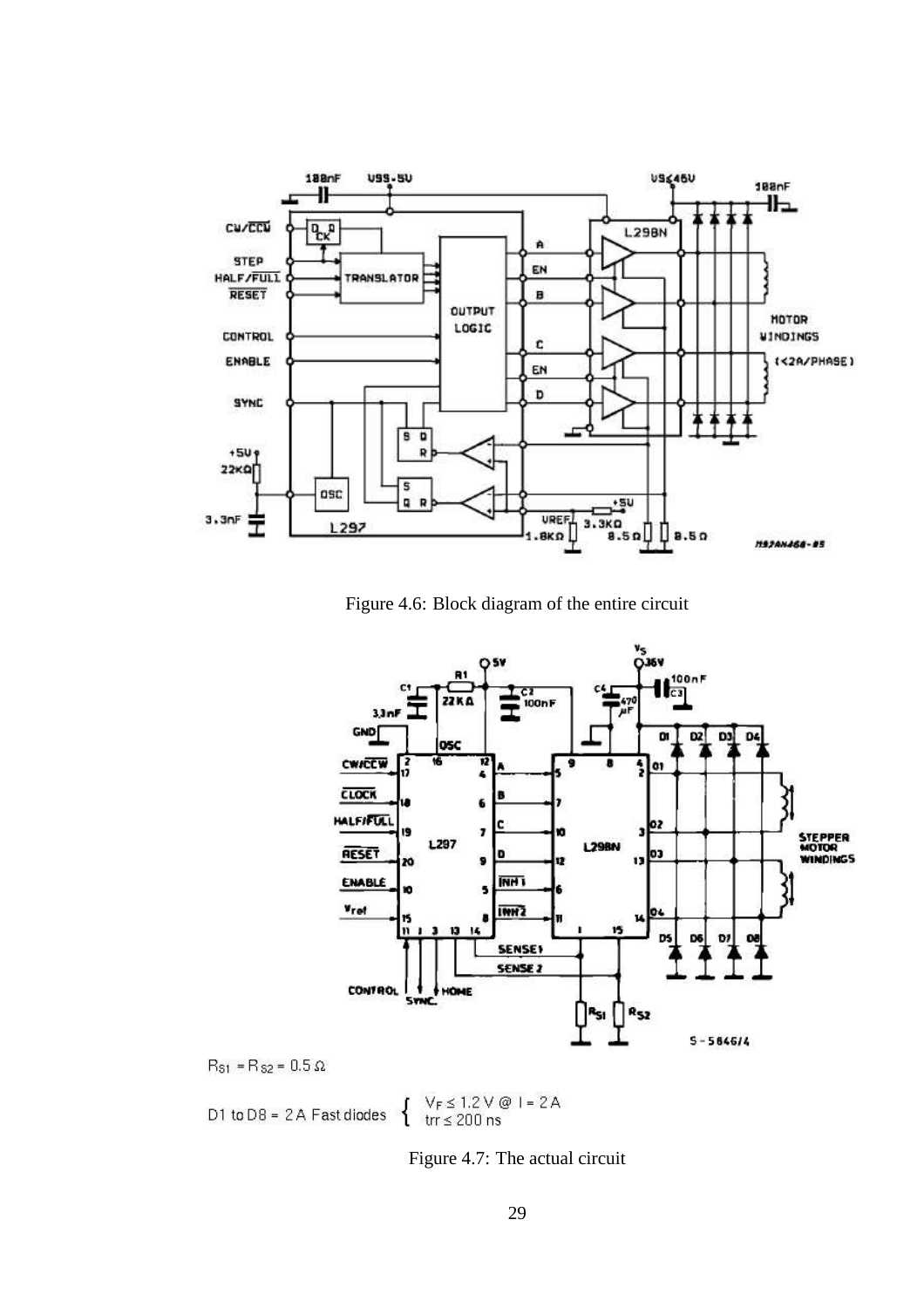Figure 4.6: Block diagram of the entire circuit

$R_{S1} = R_{S2} = 0.5\ \Omega$

D1 to D8 = 2 A Fast diodes $\begin{cases} V_F \leq 1.2\ V\ @\ I = 2\ A \\ trr \leq 200\ ns \end{cases}$

Figure 4.7: The actual circuit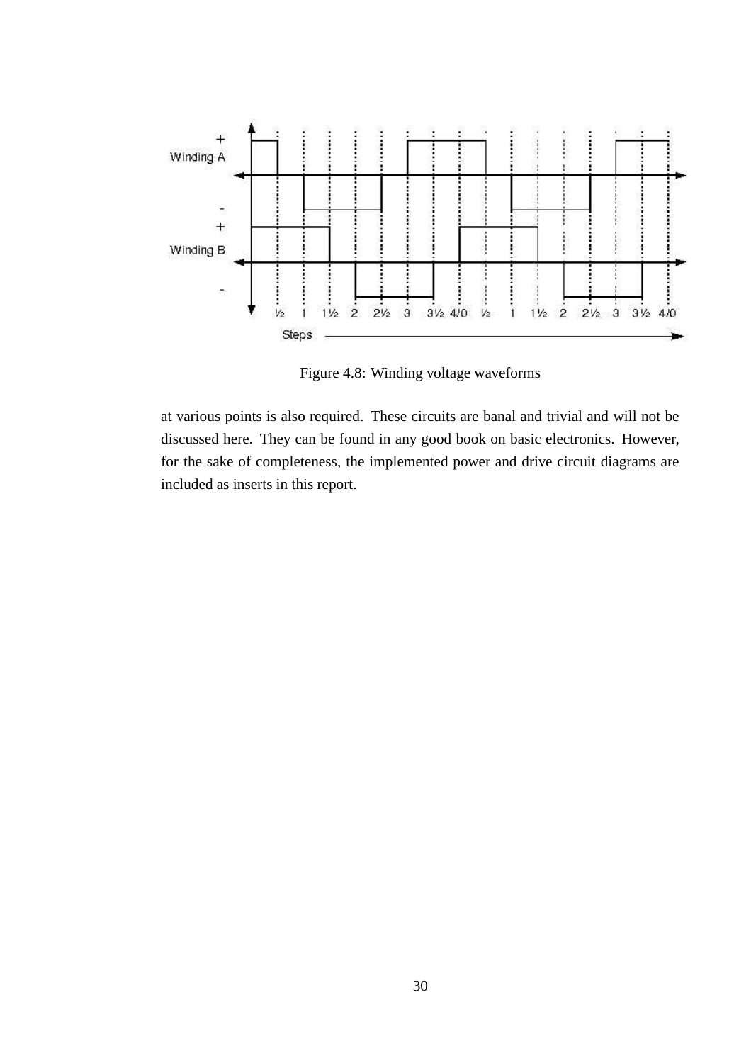Figure 4.8: Winding voltage waveforms

at various points is also required. These circuits are banal and trivial and will not be discussed here. They can be found in any good book on basic electronics. However, for the sake of completeness, the implemented power and drive circuit diagrams are included as inserts in this report.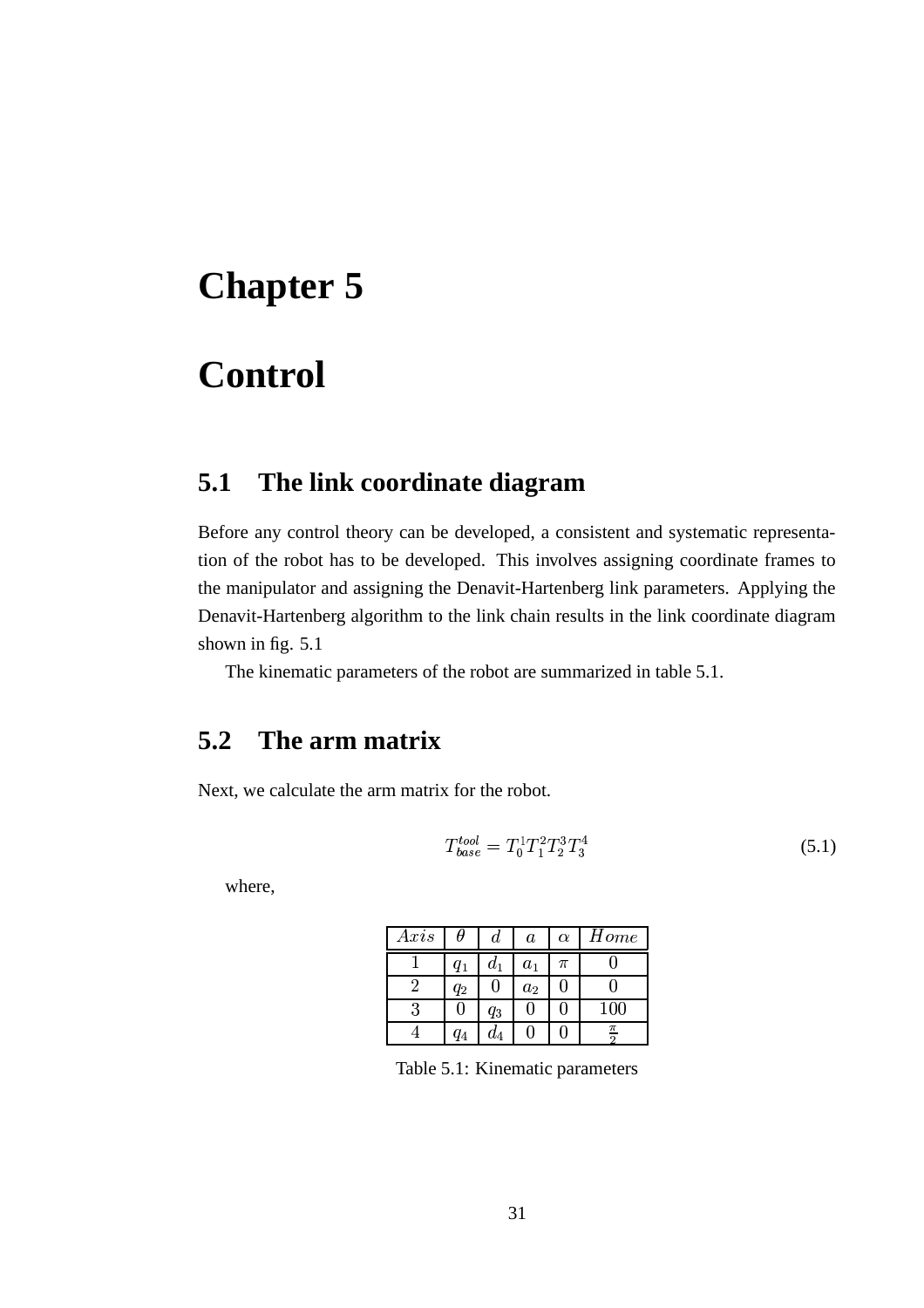# Chapter 5

# Control

## 5.1 The link coordinate diagram

Before any control theory can be developed, a consistent and systematic representation of the robot has to be developed. This involves assigning coordinate frames to the manipulator and assigning the Denavit-Hartenberg link parameters. Applying the Denavit-Hartenberg algorithm to the link chain results in the link coordinate diagram shown in fig. 5.1

The kinematic parameters of the robot are summarized in table 5.1.

## 5.2 The arm matrix

Next, we calculate the arm matrix for the robot.

$$T_{base}^{tool} = T_0^1 T_1^2 T_2^3 T_3^4 \tag{5.1}$$

where,

| $Axis$ | $\theta$ | $d$ | $a$ | $\alpha$ | $Home$ |
|---|---|---|---|---|---|
| 1 | $q_1$ | $d_1$ | $a_1$ | $\pi$ | 0 |
| 2 | $q_2$ | 0 | $a_2$ | 0 | 0 |
| 3 | 0 | $q_3$ | 0 | 0 | 100 |
| 4 | $q_4$ | $d_4$ | 0 | 0 | $\frac{\pi}{2}$ |

Table 5.1: Kinematic parameters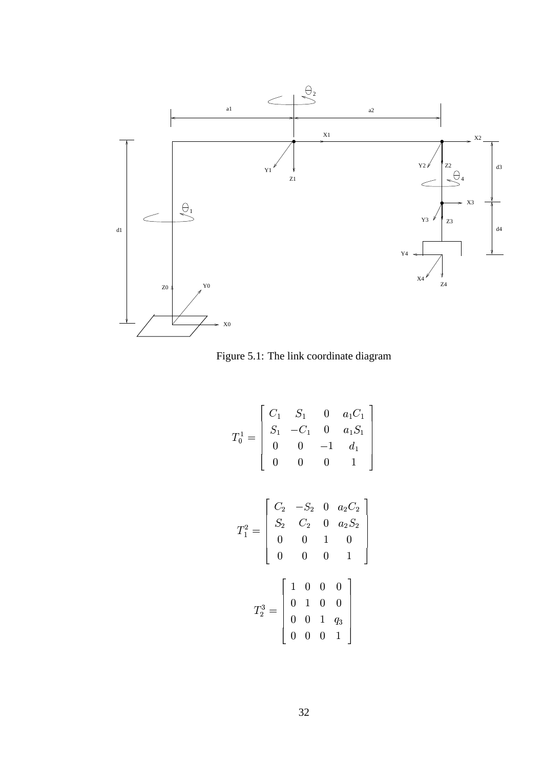Figure 5.1: The link coordinate diagram

$$
T_0^1 = \begin{bmatrix} C_1 & S_1 & 0 & a_1C_1 \\ S_1 & -C_1 & 0 & a_1S_1 \\ 0 & 0 & -1 & d_1 \\ 0 & 0 & 0 & 1 \end{bmatrix}
$$

$$
T_1^2 = \begin{bmatrix} C_2 & -S_2 & 0 & a_2C_2 \\ S_2 & C_2 & 0 & a_2S_2 \\ 0 & 0 & 1 & 0 \\ 0 & 0 & 0 & 1 \end{bmatrix}
$$

$$
T_2^3 = \begin{bmatrix} 1 & 0 & 0 & 0 \\ 0 & 1 & 0 & 0 \\ 0 & 0 & 1 & q_3 \\ 0 & 0 & 0 & 1 \end{bmatrix}
$$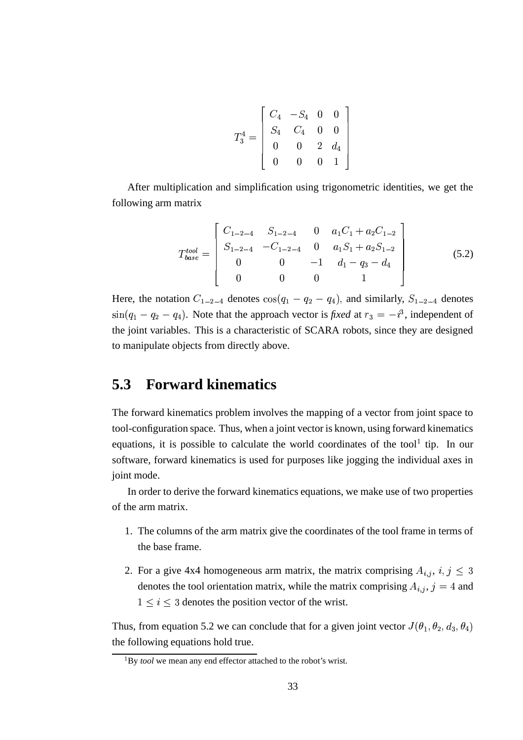$$T_3^4 = \begin{bmatrix} C_4 & -S_4 & 0 & 0 \\ S_4 & C_4 & 0 & 0 \\ 0 & 0 & 2 & d_4 \\ 0 & 0 & 0 & 1 \end{bmatrix}$$

After multiplication and simplification using trigonometric identities, we get the following arm matrix

$$T_{base}^{tool} = \begin{bmatrix} C_{1-2-4} & S_{1-2-4} & 0 & a_1C_1 + a_2C_{1-2} \\ S_{1-2-4} & -C_{1-2-4} & 0 & a_1S_1 + a_2S_{1-2} \\ 0 & 0 & -1 & d_1 - q_3 - d_4 \\ 0 & 0 & 0 & 1 \end{bmatrix} \tag{5.2}$$

Here, the notation $C_{1-2-4}$ denotes $\cos(q_1 - q_2 - q_4)$, and similarly, $S_{1-2-4}$ denotes $\sin(q_1 - q_2 - q_4)$. Note that the approach vector is *fixed* at $r_3 = -i^3$, independent of the joint variables. This is a characteristic of SCARA robots, since they are designed to manipulate objects from directly above.

## 5.3 Forward kinematics

The forward kinematics problem involves the mapping of a vector from joint space to tool-configuration space. Thus, when a joint vector is known, using forward kinematics equations, it is possible to calculate the world coordinates of the tool[1] tip. In our software, forward kinematics is used for purposes like jogging the individual axes in joint mode.

In order to derive the forward kinematics equations, we make use of two properties of the arm matrix.

1. The columns of the arm matrix give the coordinates of the tool frame in terms of the base frame.
2. For a give 4x4 homogeneous arm matrix, the matrix comprising $A_{i,j}$, $i, j \leq 3$ denotes the tool orientation matrix, while the matrix comprising $A_{i,j}$, $j = 4$ and $1 \leq i \leq 3$ denotes the position vector of the wrist.

Thus, from equation 5.2 we can conclude that for a given joint vector $J(\theta_1, \theta_2, d_3, \theta_4)$ the following equations hold true.

[1] By *tool* we mean any end effector attached to the robot's wrist.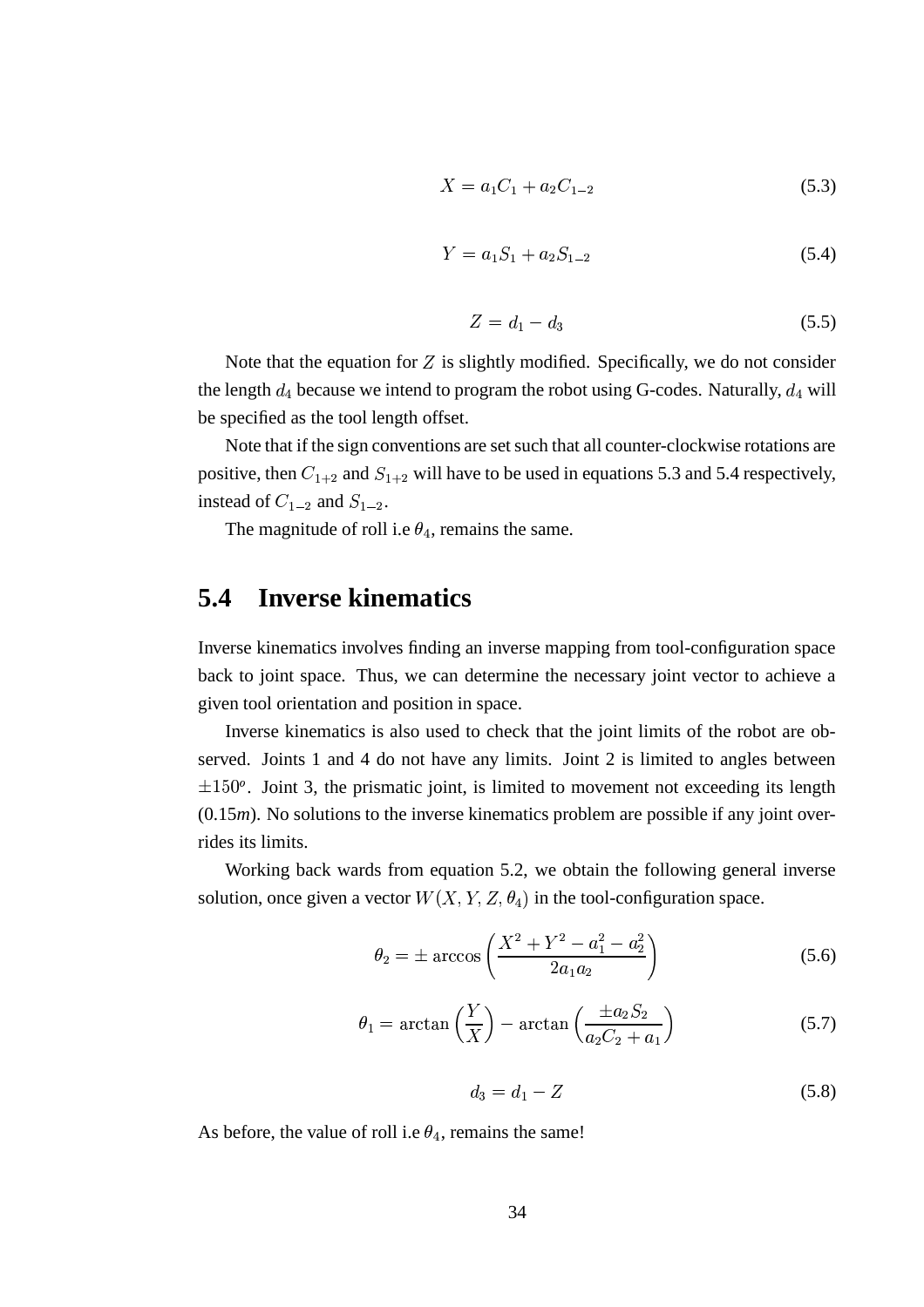$$X = a_1C_1 + a_2C_{1-2} \tag{5.3}$$

$$Y = a_1S_1 + a_2S_{1-2} \tag{5.4}$$

$$Z = d_1 - d_3 \tag{5.5}$$

Note that the equation for $Z$ is slightly modified. Specifically, we do not consider the length $d_4$ because we intend to program the robot using G-codes. Naturally, $d_4$ will be specified as the tool length offset.

Note that if the sign conventions are set such that all counter-clockwise rotations are positive, then $C_{1+2}$ and $S_{1+2}$ will have to be used in equations 5.3 and 5.4 respectively, instead of $C_{1-2}$ and $S_{1-2}$.

The magnitude of roll i.e $\theta_4$, remains the same.

## 5.4 Inverse kinematics

Inverse kinematics involves finding an inverse mapping from tool-configuration space back to joint space. Thus, we can determine the necessary joint vector to achieve a given tool orientation and position in space.

Inverse kinematics is also used to check that the joint limits of the robot are observed. Joints 1 and 4 do not have any limits. Joint 2 is limited to angles between $\pm 150^o$. Joint 3, the prismatic joint, is limited to movement not exceeding its length (0.15*m*). No solutions to the inverse kinematics problem are possible if any joint overrides its limits.

Working back wards from equation 5.2, we obtain the following general inverse solution, once given a vector $W(X, Y, Z, \theta_4)$ in the tool-configuration space.

$$\theta_2 = \pm \arccos\left(\frac{X^2 + Y^2 - a_1^2 - a_2^2}{2a_1a_2}\right) \tag{5.6}$$

$$\theta_1 = \arctan\left(\frac{Y}{X}\right) - \arctan\left(\frac{\pm a_2S_2}{a_2C_2 + a_1}\right) \tag{5.7}$$

$$d_3 = d_1 - Z \tag{5.8}$$

As before, the value of roll i.e $\theta_4$, remains the same!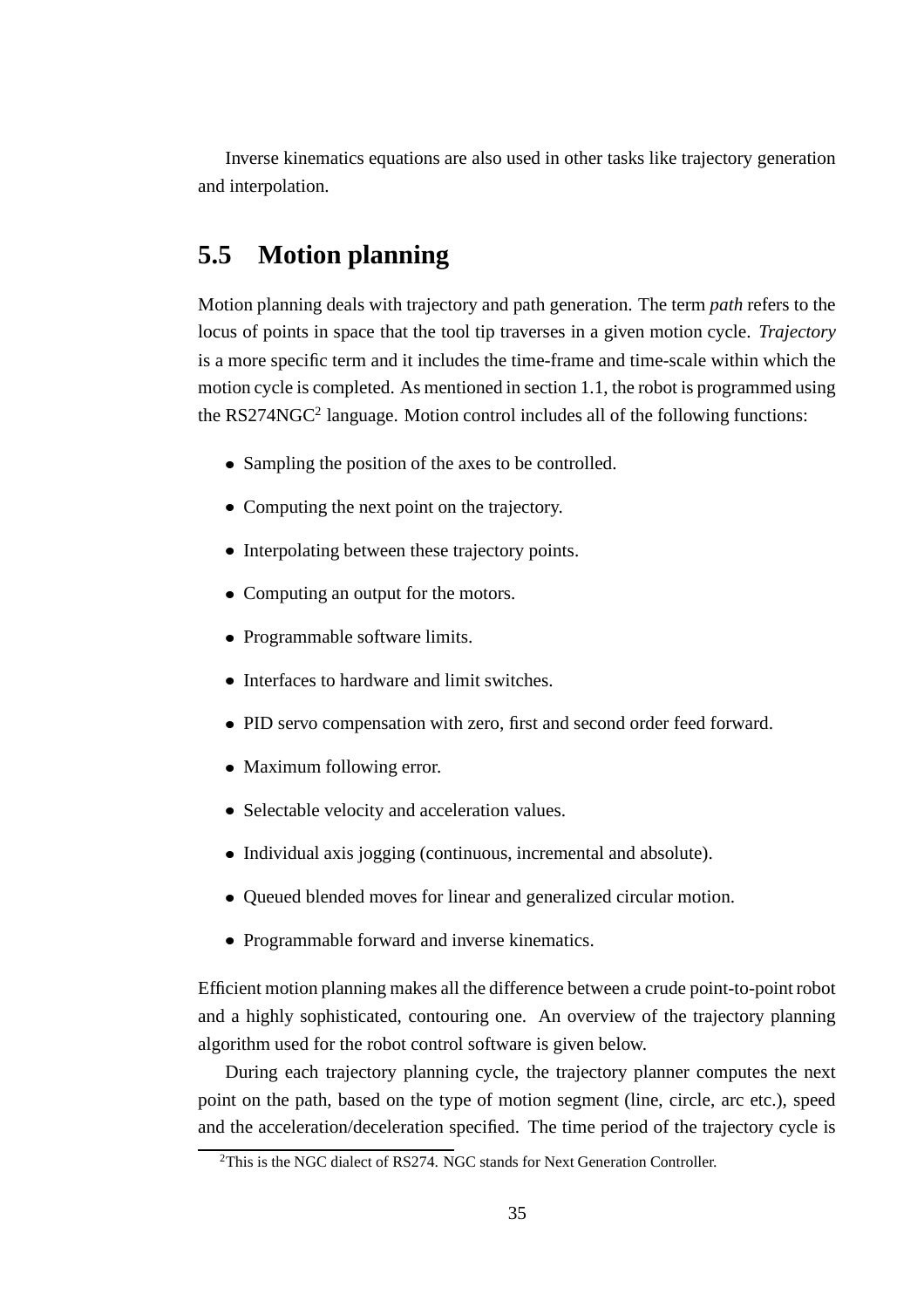Inverse kinematics equations are also used in other tasks like trajectory generation and interpolation.

## 5.5 Motion planning

Motion planning deals with trajectory and path generation. The term *path* refers to the locus of points in space that the tool tip traverses in a given motion cycle. *Trajectory* is a more specific term and it includes the time-frame and time-scale within which the motion cycle is completed. As mentioned in section 1.1, the robot is programmed using the RS274NGC[2] language. Motion control includes all of the following functions:

- Sampling the position of the axes to be controlled.
- Computing the next point on the trajectory.
- Interpolating between these trajectory points.
- Computing an output for the motors.
- Programmable software limits.
- Interfaces to hardware and limit switches.
- PID servo compensation with zero, first and second order feed forward.
- Maximum following error.
- Selectable velocity and acceleration values.
- Individual axis jogging (continuous, incremental and absolute).
- Queued blended moves for linear and generalized circular motion.
- Programmable forward and inverse kinematics.

Efficient motion planning makes all the difference between a crude point-to-point robot and a highly sophisticated, contouring one. An overview of the trajectory planning algorithm used for the robot control software is given below.

During each trajectory planning cycle, the trajectory planner computes the next point on the path, based on the type of motion segment (line, circle, arc etc.), speed and the acceleration/deceleration specified. The time period of the trajectory cycle is

[2] This is the NGC dialect of RS274. NGC stands for Next Generation Controller.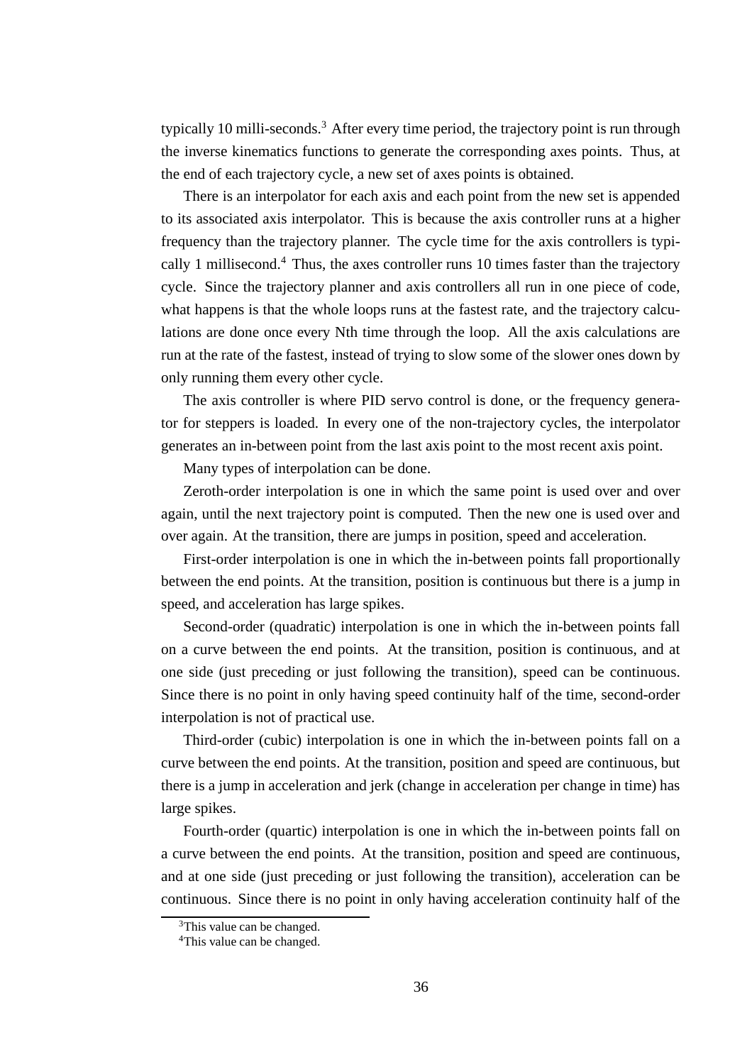typically 10 milli-seconds.[3] After every time period, the trajectory point is run through the inverse kinematics functions to generate the corresponding axes points. Thus, at the end of each trajectory cycle, a new set of axes points is obtained.

There is an interpolator for each axis and each point from the new set is appended to its associated axis interpolator. This is because the axis controller runs at a higher frequency than the trajectory planner. The cycle time for the axis controllers is typically 1 millisecond.[4] Thus, the axes controller runs 10 times faster than the trajectory cycle. Since the trajectory planner and axis controllers all run in one piece of code, what happens is that the whole loops runs at the fastest rate, and the trajectory calculations are done once every Nth time through the loop. All the axis calculations are run at the rate of the fastest, instead of trying to slow some of the slower ones down by only running them every other cycle.

The axis controller is where PID servo control is done, or the frequency generator for steppers is loaded. In every one of the non-trajectory cycles, the interpolator generates an in-between point from the last axis point to the most recent axis point.

Many types of interpolation can be done.

Zeroth-order interpolation is one in which the same point is used over and over again, until the next trajectory point is computed. Then the new one is used over and over again. At the transition, there are jumps in position, speed and acceleration.

First-order interpolation is one in which the in-between points fall proportionally between the end points. At the transition, position is continuous but there is a jump in speed, and acceleration has large spikes.

Second-order (quadratic) interpolation is one in which the in-between points fall on a curve between the end points. At the transition, position is continuous, and at one side (just preceding or just following the transition), speed can be continuous. Since there is no point in only having speed continuity half of the time, second-order interpolation is not of practical use.

Third-order (cubic) interpolation is one in which the in-between points fall on a curve between the end points. At the transition, position and speed are continuous, but there is a jump in acceleration and jerk (change in acceleration per change in time) has large spikes.

Fourth-order (quartic) interpolation is one in which the in-between points fall on a curve between the end points. At the transition, position and speed are continuous, and at one side (just preceding or just following the transition), acceleration can be continuous. Since there is no point in only having acceleration continuity half of the

[3] This value can be changed.

[4] This value can be changed.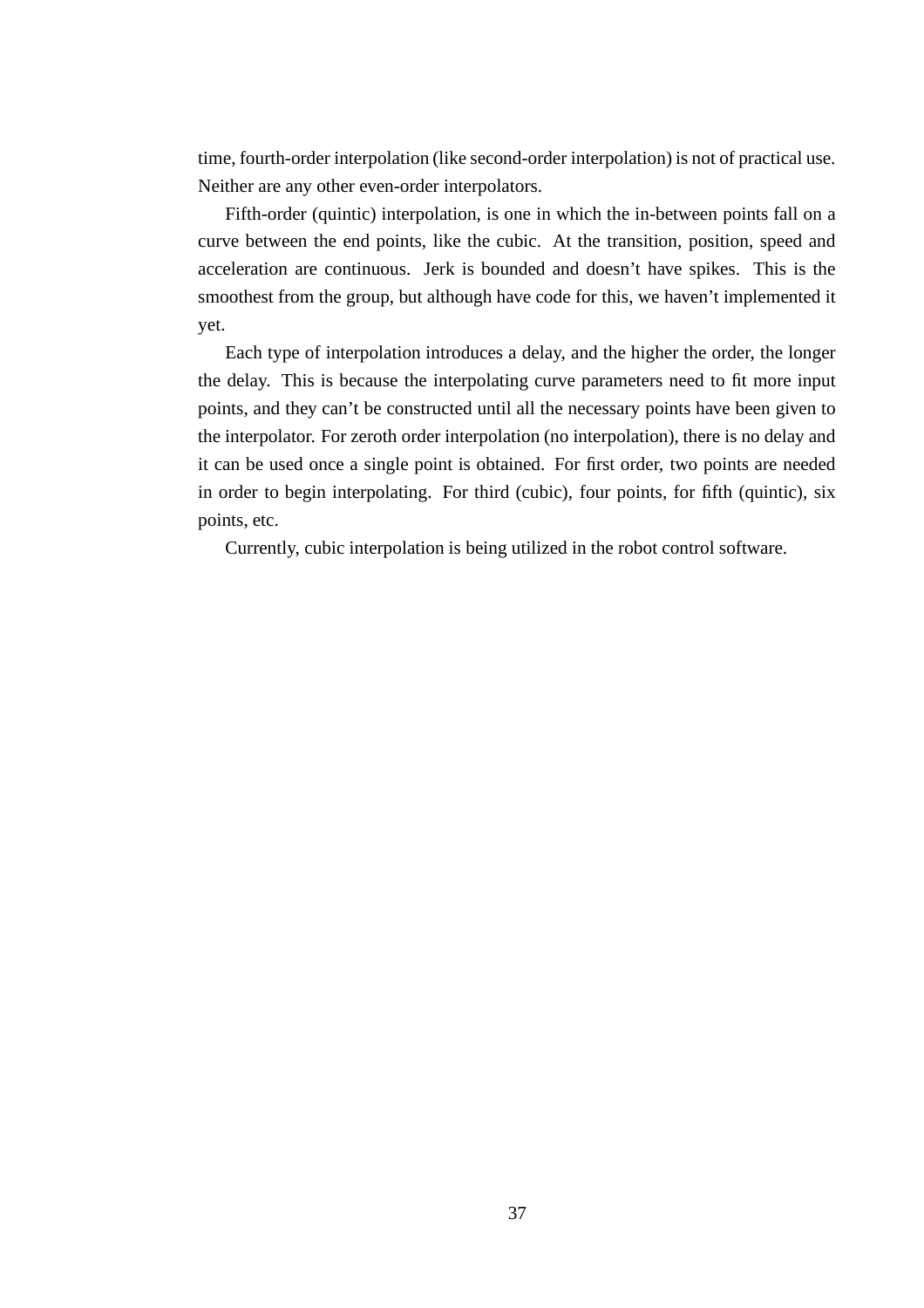time, fourth-order interpolation (like second-order interpolation) is not of practical use. Neither are any other even-order interpolators.

Fifth-order (quintic) interpolation, is one in which the in-between points fall on a curve between the end points, like the cubic. At the transition, position, speed and acceleration are continuous. Jerk is bounded and doesn't have spikes. This is the smoothest from the group, but although have code for this, we haven't implemented it yet.

Each type of interpolation introduces a delay, and the higher the order, the longer the delay. This is because the interpolating curve parameters need to fit more input points, and they can't be constructed until all the necessary points have been given to the interpolator. For zeroth order interpolation (no interpolation), there is no delay and it can be used once a single point is obtained. For first order, two points are needed in order to begin interpolating. For third (cubic), four points, for fifth (quintic), six points, etc.

Currently, cubic interpolation is being utilized in the robot control software.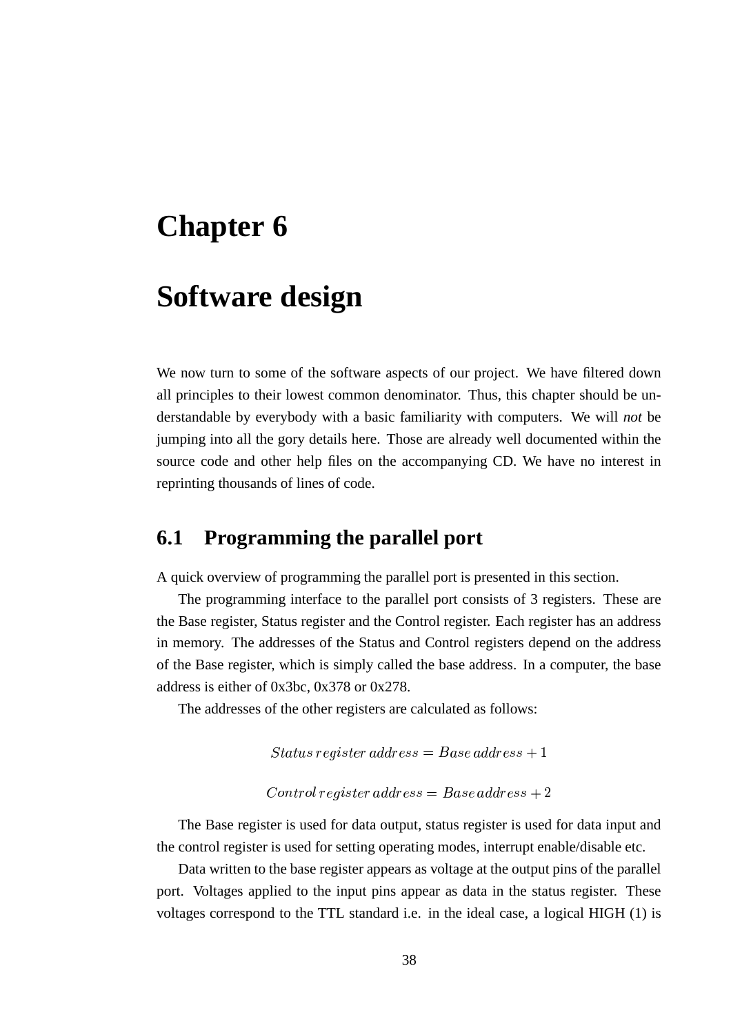# Chapter 6

# Software design

We now turn to some of the software aspects of our project. We have filtered down all principles to their lowest common denominator. Thus, this chapter should be understandable by everybody with a basic familiarity with computers. We will *not* be jumping into all the gory details here. Those are already well documented within the source code and other help files on the accompanying CD. We have no interest in reprinting thousands of lines of code.

## 6.1 Programming the parallel port

A quick overview of programming the parallel port is presented in this section.

The programming interface to the parallel port consists of 3 registers. These are the Base register, Status register and the Control register. Each register has an address in memory. The addresses of the Status and Control registers depend on the address of the Base register, which is simply called the base address. In a computer, the base address is either of 0x3bc, 0x378 or 0x278.

The addresses of the other registers are calculated as follows:

$$Status\, register\, address = Base\, address + 1$$

$$Control\, register\, address = Base\, address + 2$$

The Base register is used for data output, status register is used for data input and the control register is used for setting operating modes, interrupt enable/disable etc.

Data written to the base register appears as voltage at the output pins of the parallel port. Voltages applied to the input pins appear as data in the status register. These voltages correspond to the TTL standard i.e. in the ideal case, a logical HIGH (1) is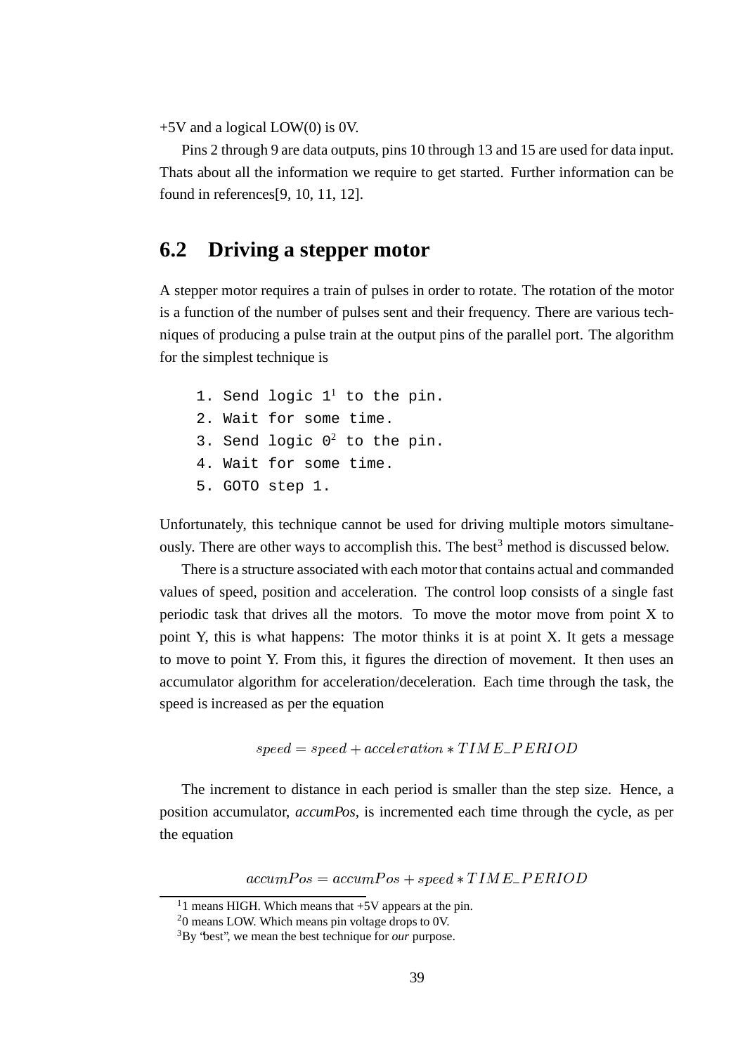+5V and a logical LOW(0) is 0V.

Pins 2 through 9 are data outputs, pins 10 through 13 and 15 are used for data input. Thats about all the information we require to get started. Further information can be found in references[9, 10, 11, 12].

## 6.2 Driving a stepper motor

A stepper motor requires a train of pulses in order to rotate. The rotation of the motor is a function of the number of pulses sent and their frequency. There are various techniques of producing a pulse train at the output pins of the parallel port. The algorithm for the simplest technique is

```
1. Send logic 1[1] to the pin.
2. Wait for some time.
3. Send logic 0[2] to the pin.
4. Wait for some time.
5. GOTO step 1.
```

Unfortunately, this technique cannot be used for driving multiple motors simultaneously. There are other ways to accomplish this. The best[3] method is discussed below.

There is a structure associated with each motor that contains actual and commanded values of speed, position and acceleration. The control loop consists of a single fast periodic task that drives all the motors. To move the motor move from point X to point Y, this is what happens: The motor thinks it is at point X. It gets a message to move to point Y. From this, it figures the direction of movement. It then uses an accumulator algorithm for acceleration/deceleration. Each time through the task, the speed is increased as per the equation

$$speed = speed + acceleration * TIME\_PERIOD$$

The increment to distance in each period is smaller than the step size. Hence, a position accumulator, *accumPos*, is incremented each time through the cycle, as per the equation

$$accumPos = accumPos + speed * TIME\_PERIOD$$

[1] 1 means HIGH. Which means that +5V appears at the pin.

[2] 0 means LOW. Which means pin voltage drops to 0V.

[3] By "best", we mean the best technique for *our* purpose.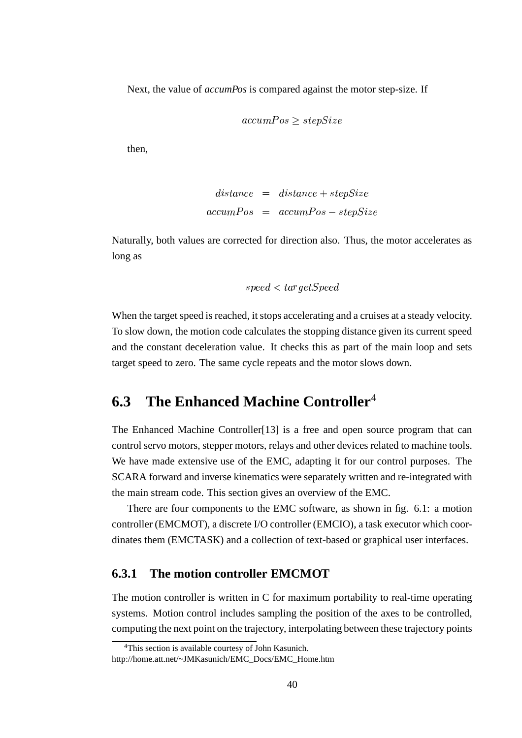Next, the value of *accumPos* is compared against the motor step-size. If

$$accumPos \geq stepSize$$

then,

$$\begin{aligned} distance &= distance + stepSize \\ accumPos &= accumPos - stepSize \end{aligned}$$

Naturally, both values are corrected for direction also. Thus, the motor accelerates as long as

$$speed < targetSpeed$$

When the target speed is reached, it stops accelerating and a cruises at a steady velocity. To slow down, the motion code calculates the stopping distance given its current speed and the constant deceleration value. It checks this as part of the main loop and sets target speed to zero. The same cycle repeats and the motor slows down.

## 6.3 The Enhanced Machine Controller[4]

The Enhanced Machine Controller[13] is a free and open source program that can control servo motors, stepper motors, relays and other devices related to machine tools. We have made extensive use of the EMC, adapting it for our control purposes. The SCARA forward and inverse kinematics were separately written and re-integrated with the main stream code. This section gives an overview of the EMC.

There are four components to the EMC software, as shown in fig. 6.1: a motion controller (EMCMOT), a discrete I/O controller (EMCIO), a task executor which coordinates them (EMCTASK) and a collection of text-based or graphical user interfaces.

### 6.3.1 The motion controller EMCMOT

The motion controller is written in C for maximum portability to real-time operating systems. Motion control includes sampling the position of the axes to be controlled, computing the next point on the trajectory, interpolating between these trajectory points

---

[4] This section is available courtesy of John Kasunich.
http://home.att.net/~JMKasunich/EMC_Docs/EMC_Home.htm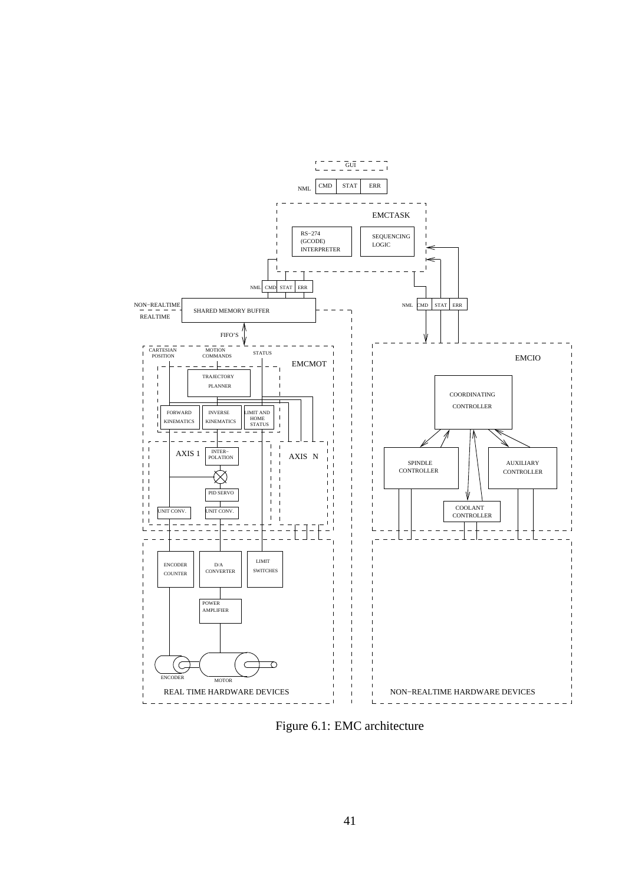Figure 6.1: EMC architecture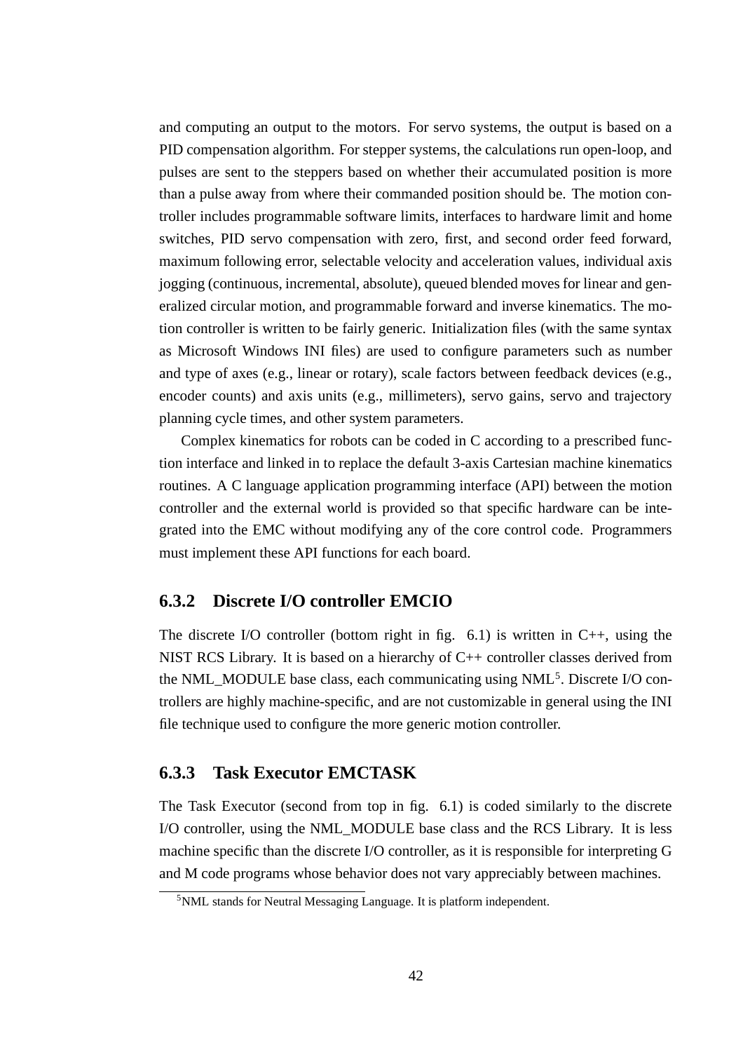and computing an output to the motors. For servo systems, the output is based on a PID compensation algorithm. For stepper systems, the calculations run open-loop, and pulses are sent to the steppers based on whether their accumulated position is more than a pulse away from where their commanded position should be. The motion controller includes programmable software limits, interfaces to hardware limit and home switches, PID servo compensation with zero, first, and second order feed forward, maximum following error, selectable velocity and acceleration values, individual axis jogging (continuous, incremental, absolute), queued blended moves for linear and generalized circular motion, and programmable forward and inverse kinematics. The motion controller is written to be fairly generic. Initialization files (with the same syntax as Microsoft Windows INI files) are used to configure parameters such as number and type of axes (e.g., linear or rotary), scale factors between feedback devices (e.g., encoder counts) and axis units (e.g., millimeters), servo gains, servo and trajectory planning cycle times, and other system parameters.

Complex kinematics for robots can be coded in C according to a prescribed function interface and linked in to replace the default 3-axis Cartesian machine kinematics routines. A C language application programming interface (API) between the motion controller and the external world is provided so that specific hardware can be integrated into the EMC without modifying any of the core control code. Programmers must implement these API functions for each board.

### 6.3.2 Discrete I/O controller EMCIO

The discrete I/O controller (bottom right in fig. 6.1) is written in C++, using the NIST RCS Library. It is based on a hierarchy of C++ controller classes derived from the NML_MODULE base class, each communicating using NML[5]. Discrete I/O controllers are highly machine-specific, and are not customizable in general using the INI file technique used to configure the more generic motion controller.

### 6.3.3 Task Executor EMCTASK

The Task Executor (second from top in fig. 6.1) is coded similarly to the discrete I/O controller, using the NML_MODULE base class and the RCS Library. It is less machine specific than the discrete I/O controller, as it is responsible for interpreting G and M code programs whose behavior does not vary appreciably between machines.

[5]NML stands for Neutral Messaging Language. It is platform independent.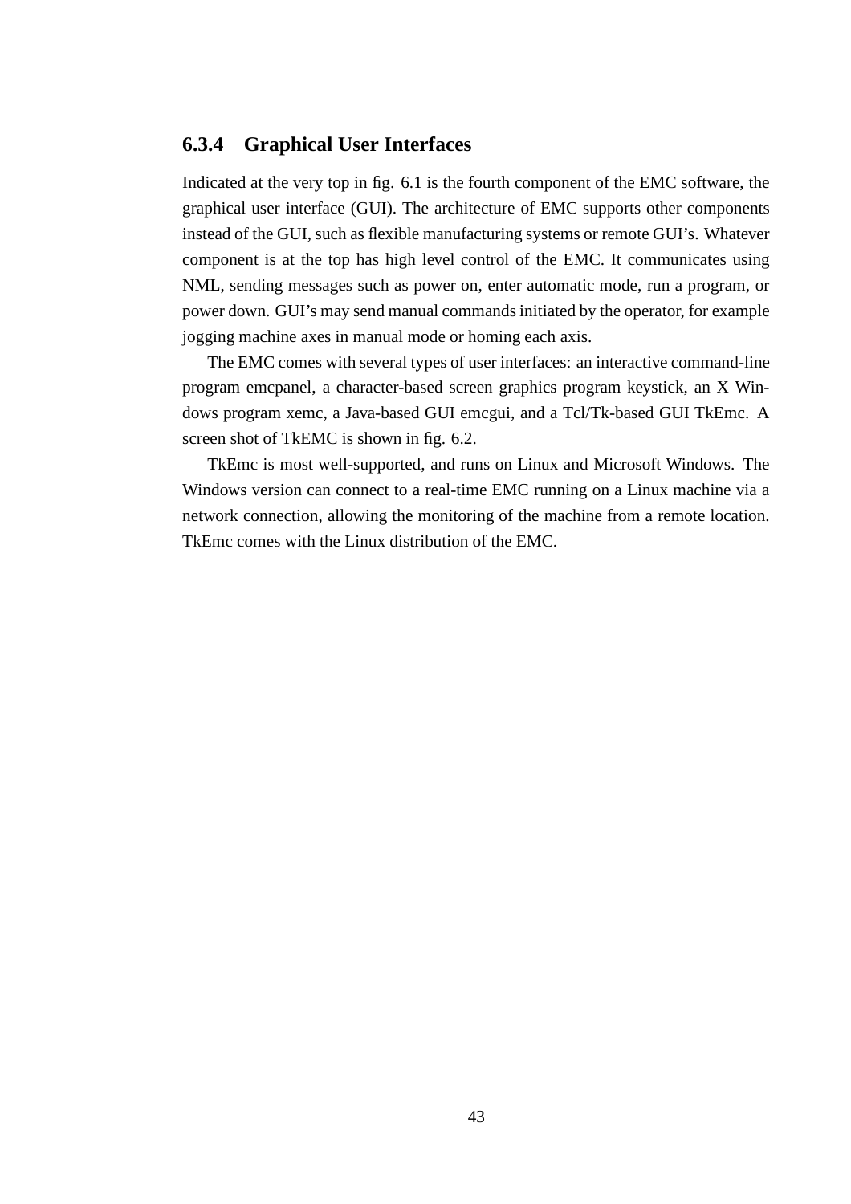### 6.3.4 Graphical User Interfaces

Indicated at the very top in fig. 6.1 is the fourth component of the EMC software, the graphical user interface (GUI). The architecture of EMC supports other components instead of the GUI, such as flexible manufacturing systems or remote GUI's. Whatever component is at the top has high level control of the EMC. It communicates using NML, sending messages such as power on, enter automatic mode, run a program, or power down. GUI's may send manual commands initiated by the operator, for example jogging machine axes in manual mode or homing each axis.

The EMC comes with several types of user interfaces: an interactive command-line program emcpanel, a character-based screen graphics program keystick, an X Windows program xemc, a Java-based GUI emcgui, and a Tcl/Tk-based GUI TkEmc. A screen shot of TkEMC is shown in fig. 6.2.

TkEmc is most well-supported, and runs on Linux and Microsoft Windows. The Windows version can connect to a real-time EMC running on a Linux machine via a network connection, allowing the monitoring of the machine from a remote location. TkEmc comes with the Linux distribution of the EMC.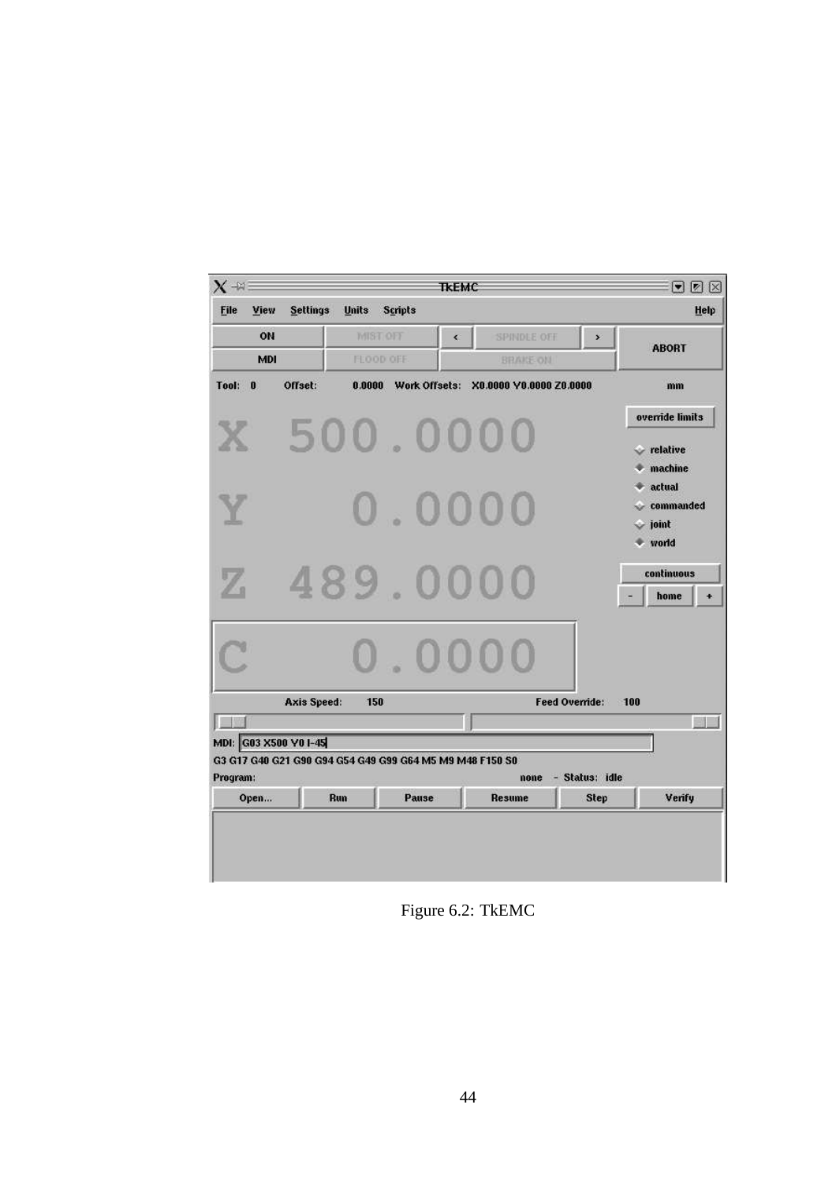Figure 6.2: TkEMC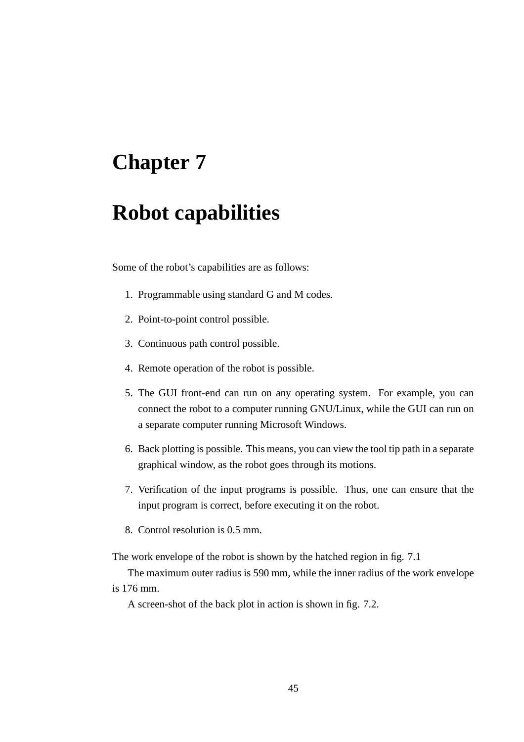# Chapter 7

# Robot capabilities

Some of the robot's capabilities are as follows:

1. Programmable using standard G and M codes.
2. Point-to-point control possible.
3. Continuous path control possible.
4. Remote operation of the robot is possible.
5. The GUI front-end can run on any operating system. For example, you can connect the robot to a computer running GNU/Linux, while the GUI can run on a separate computer running Microsoft Windows.
6. Back plotting is possible. This means, you can view the tool tip path in a separate graphical window, as the robot goes through its motions.
7. Verification of the input programs is possible. Thus, one can ensure that the input program is correct, before executing it on the robot.
8. Control resolution is 0.5 mm.

The work envelope of the robot is shown by the hatched region in fig. 7.1

The maximum outer radius is 590 mm, while the inner radius of the work envelope is 176 mm.

A screen-shot of the back plot in action is shown in fig. 7.2.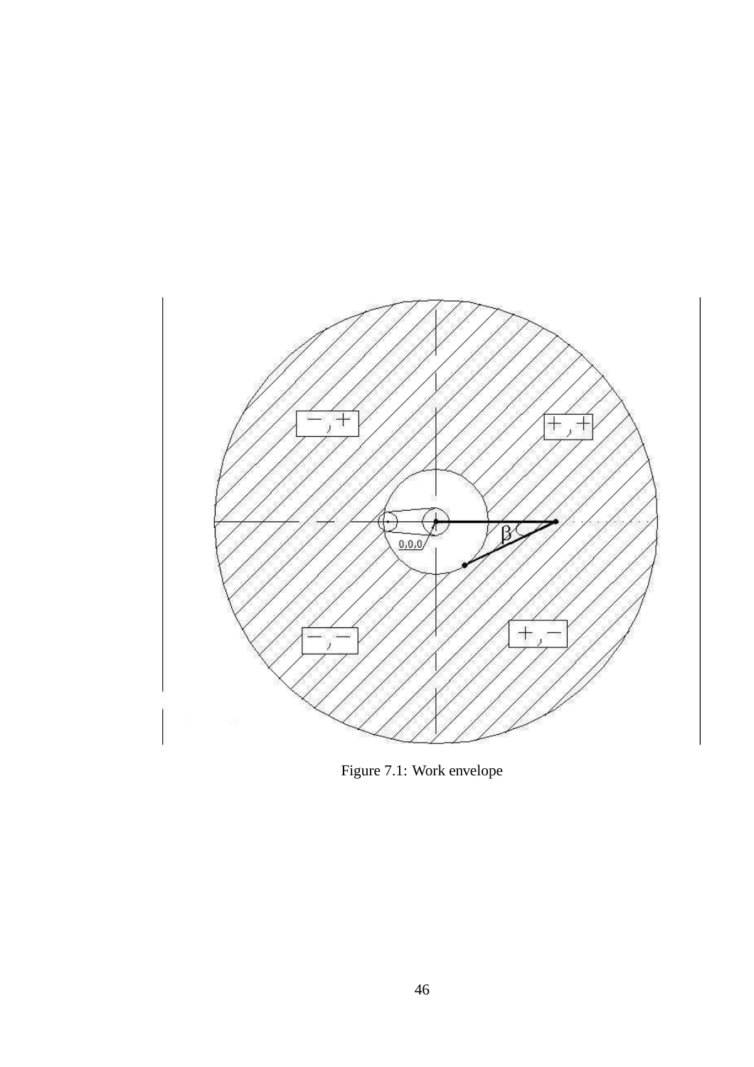Figure 7.1: Work envelope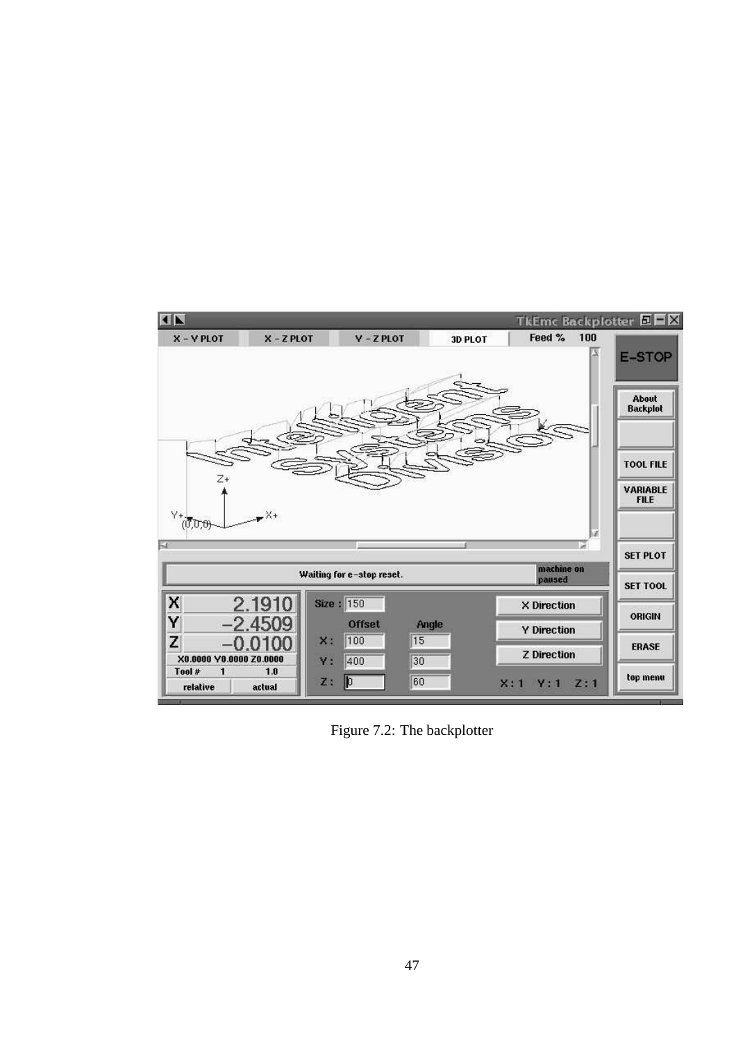Figure 7.2: The backplotter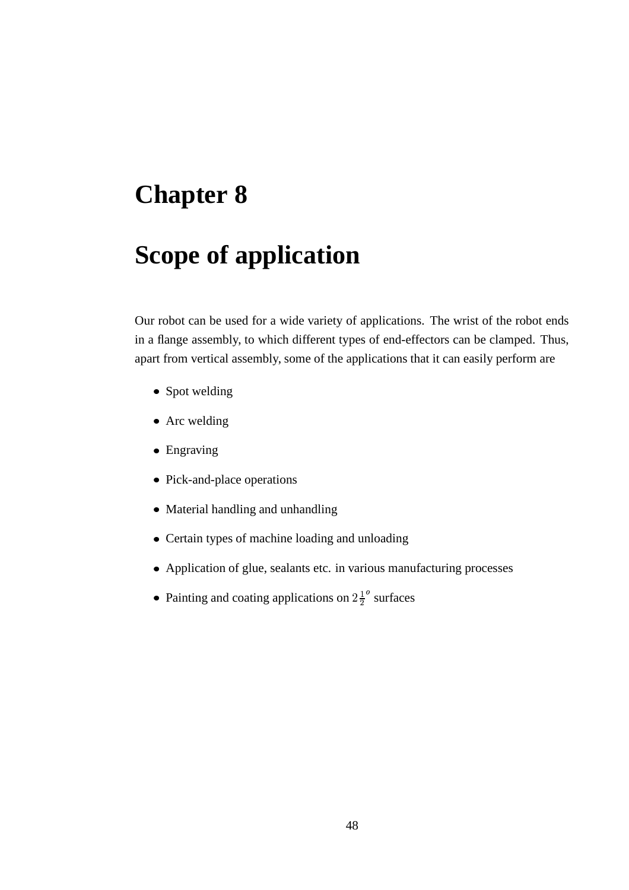# Chapter 8

# Scope of application

Our robot can be used for a wide variety of applications. The wrist of the robot ends in a flange assembly, to which different types of end-effectors can be clamped. Thus, apart from vertical assembly, some of the applications that it can easily perform are

- Spot welding
- Arc welding
- Engraving
- Pick-and-place operations
- Material handling and unhandling
- Certain types of machine loading and unloading
- Application of glue, sealants etc. in various manufacturing processes
- Painting and coating applications on $2\frac{1}{2}^{o}$ surfaces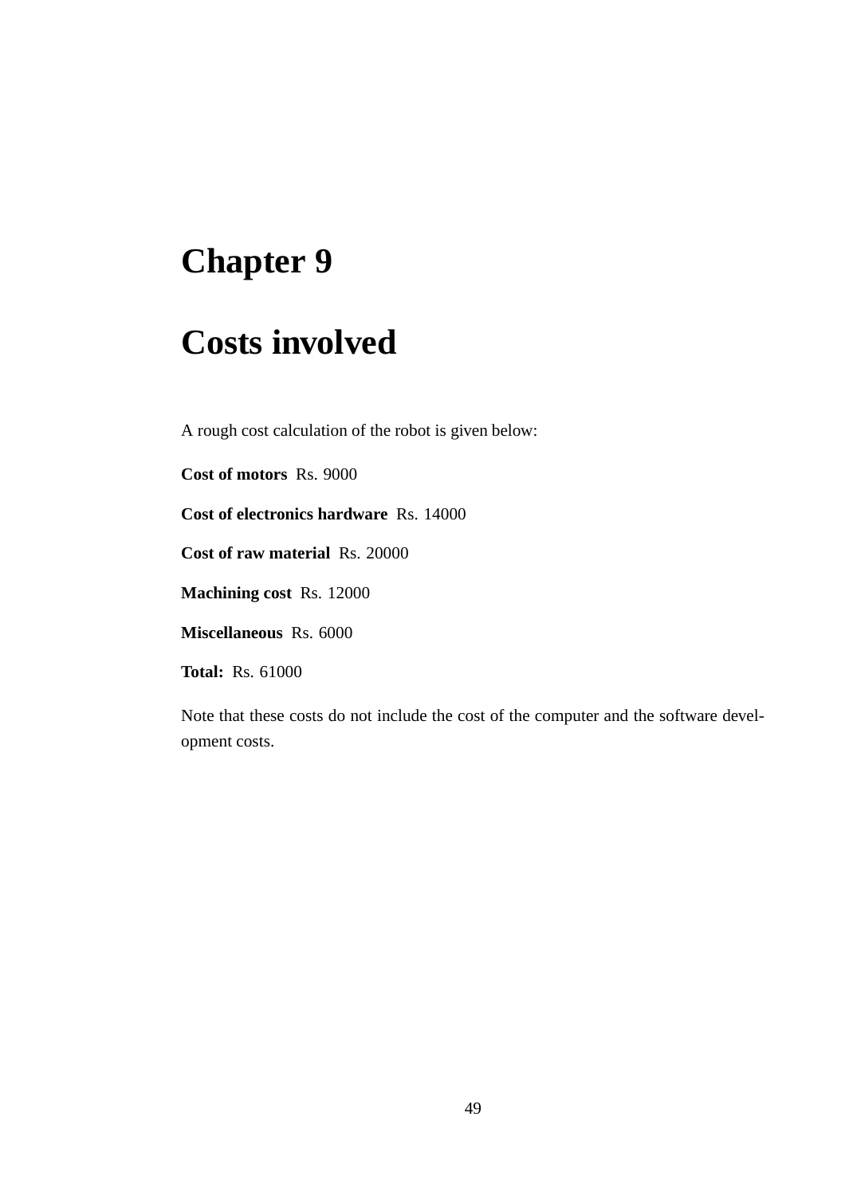# Chapter 9

# Costs involved

A rough cost calculation of the robot is given below:

**Cost of motors** Rs. 9000

**Cost of electronics hardware** Rs. 14000

**Cost of raw material** Rs. 20000

**Machining cost** Rs. 12000

**Miscellaneous** Rs. 6000

**Total:** Rs. 61000

Note that these costs do not include the cost of the computer and the software development costs.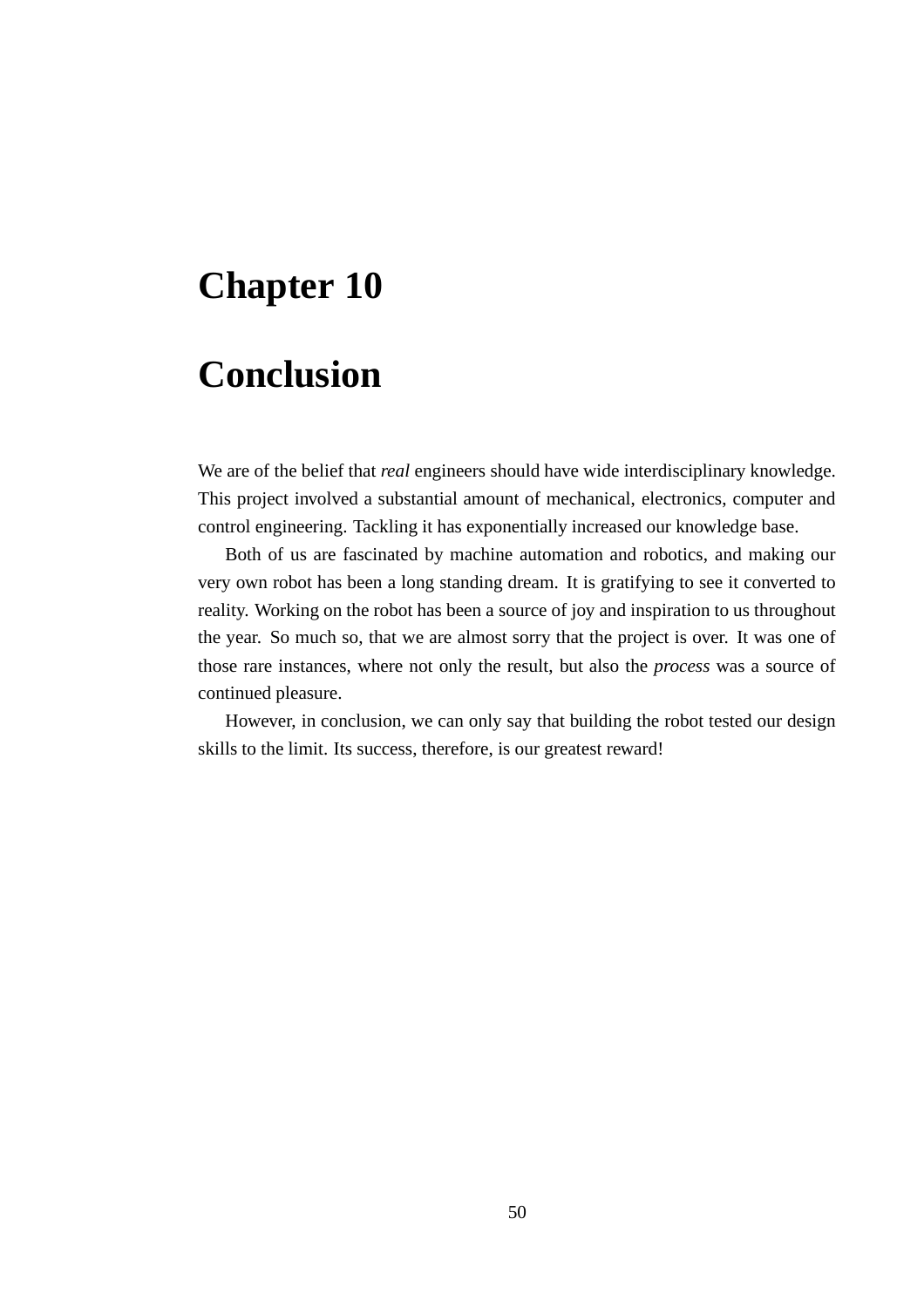# Chapter 10

# Conclusion

We are of the belief that *real* engineers should have wide interdisciplinary knowledge. This project involved a substantial amount of mechanical, electronics, computer and control engineering. Tackling it has exponentially increased our knowledge base.

Both of us are fascinated by machine automation and robotics, and making our very own robot has been a long standing dream. It is gratifying to see it converted to reality. Working on the robot has been a source of joy and inspiration to us throughout the year. So much so, that we are almost sorry that the project is over. It was one of those rare instances, where not only the result, but also the *process* was a source of continued pleasure.

However, in conclusion, we can only say that building the robot tested our design skills to the limit. Its success, therefore, is our greatest reward!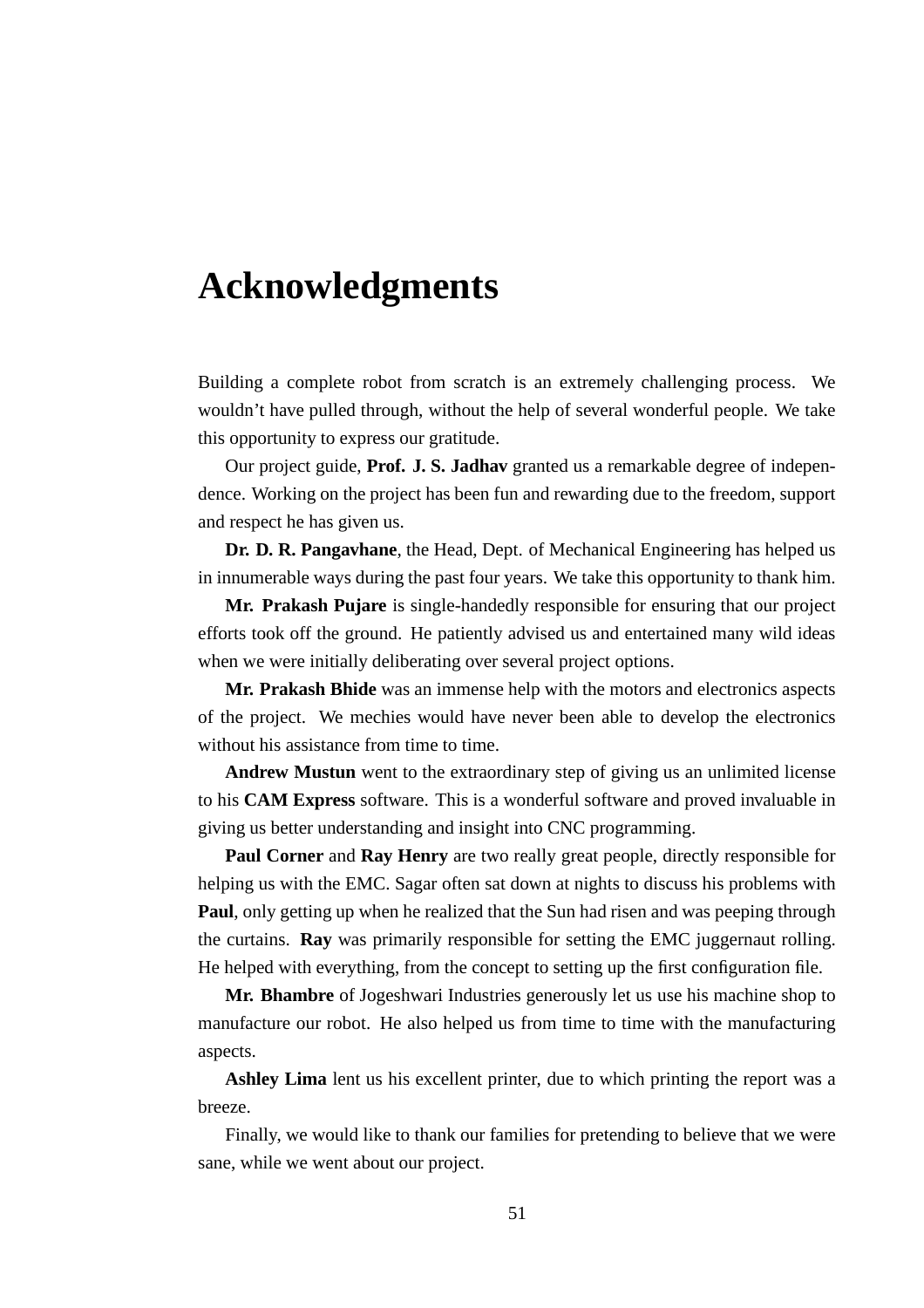# Acknowledgments

Building a complete robot from scratch is an extremely challenging process. We wouldn't have pulled through, without the help of several wonderful people. We take this opportunity to express our gratitude.

Our project guide, **Prof. J. S. Jadhav** granted us a remarkable degree of independence. Working on the project has been fun and rewarding due to the freedom, support and respect he has given us.

**Dr. D. R. Pangavhane**, the Head, Dept. of Mechanical Engineering has helped us in innumerable ways during the past four years. We take this opportunity to thank him.

**Mr. Prakash Pujare** is single-handedly responsible for ensuring that our project efforts took off the ground. He patiently advised us and entertained many wild ideas when we were initially deliberating over several project options.

**Mr. Prakash Bhide** was an immense help with the motors and electronics aspects of the project. We mechies would have never been able to develop the electronics without his assistance from time to time.

**Andrew Mustun** went to the extraordinary step of giving us an unlimited license to his **CAM Express** software. This is a wonderful software and proved invaluable in giving us better understanding and insight into CNC programming.

**Paul Corner** and **Ray Henry** are two really great people, directly responsible for helping us with the EMC. Sagar often sat down at nights to discuss his problems with **Paul**, only getting up when he realized that the Sun had risen and was peeping through the curtains. **Ray** was primarily responsible for setting the EMC juggernaut rolling. He helped with everything, from the concept to setting up the first configuration file.

**Mr. Bhambre** of Jogeshwari Industries generously let us use his machine shop to manufacture our robot. He also helped us from time to time with the manufacturing aspects.

**Ashley Lima** lent us his excellent printer, due to which printing the report was a breeze.

Finally, we would like to thank our families for pretending to believe that we were sane, while we went about our project.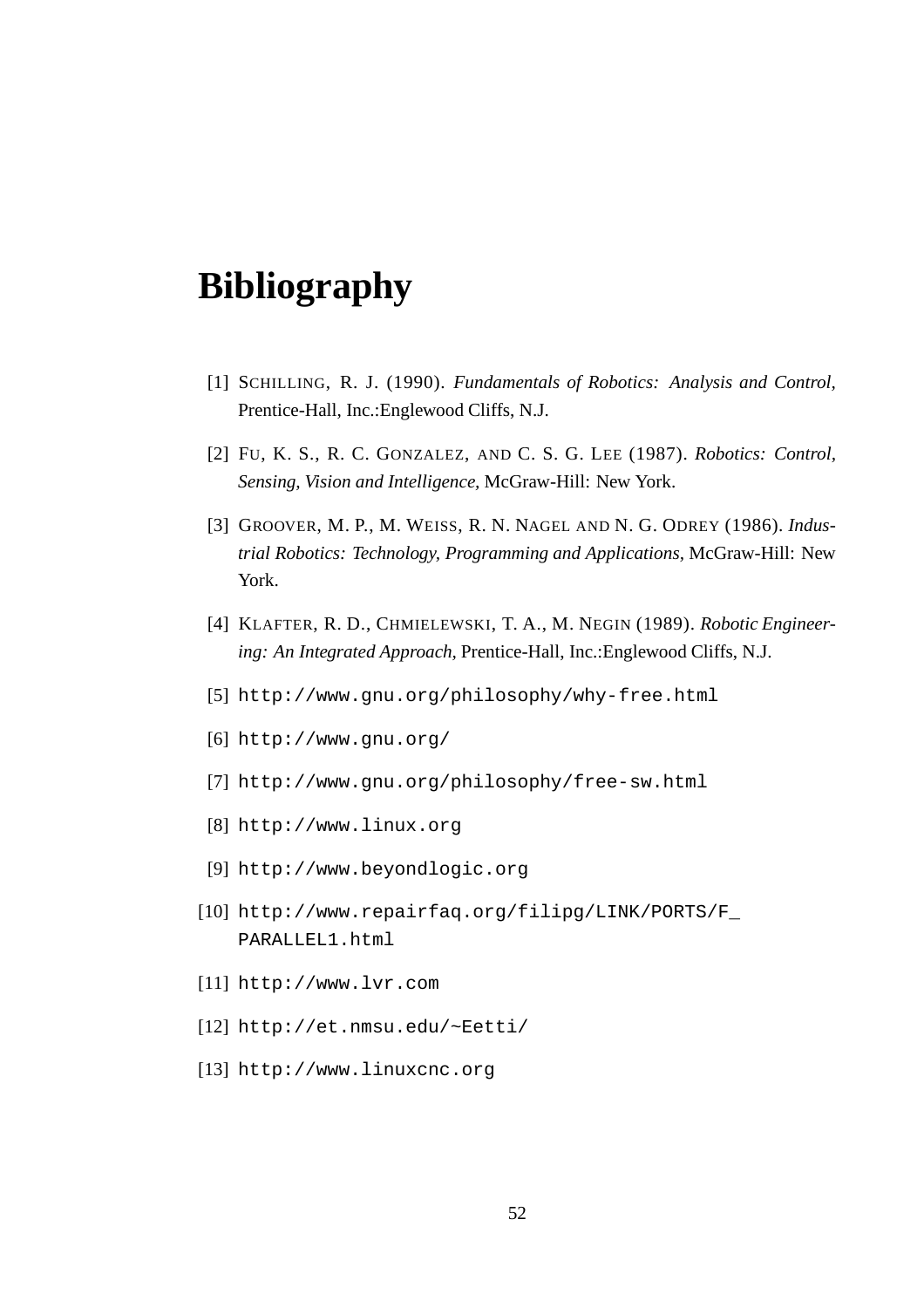# Bibliography

[1] SCHILLING, R. J. (1990). *Fundamentals of Robotics: Analysis and Control*, Prentice-Hall, Inc.:Englewood Cliffs, N.J.

[2] FU, K. S., R. C. GONZALEZ, AND C. S. G. LEE (1987). *Robotics: Control, Sensing, Vision and Intelligence*, McGraw-Hill: New York.

[3] GROOVER, M. P., M. WEISS, R. N. NAGEL AND N. G. ODREY (1986). *Industrial Robotics: Technology, Programming and Applications*, McGraw-Hill: New York.

[4] KLAFTER, R. D., CHMIELEWSKI, T. A., M. NEGIN (1989). *Robotic Engineering: An Integrated Approach*, Prentice-Hall, Inc.:Englewood Cliffs, N.J.

[5] `http://www.gnu.org/philosophy/why-free.html`

[6] `http://www.gnu.org/`

[7] `http://www.gnu.org/philosophy/free-sw.html`

[8] `http://www.linux.org`

[9] `http://www.beyondlogic.org`

[10] `http://www.repairfaq.org/filipg/LINK/PORTS/F_PARALLEL1.html`

[11] `http://www.lvr.com`

[12] `http://et.nmsu.edu/~Eetti/`

[13] `http://www.linuxcnc.org`